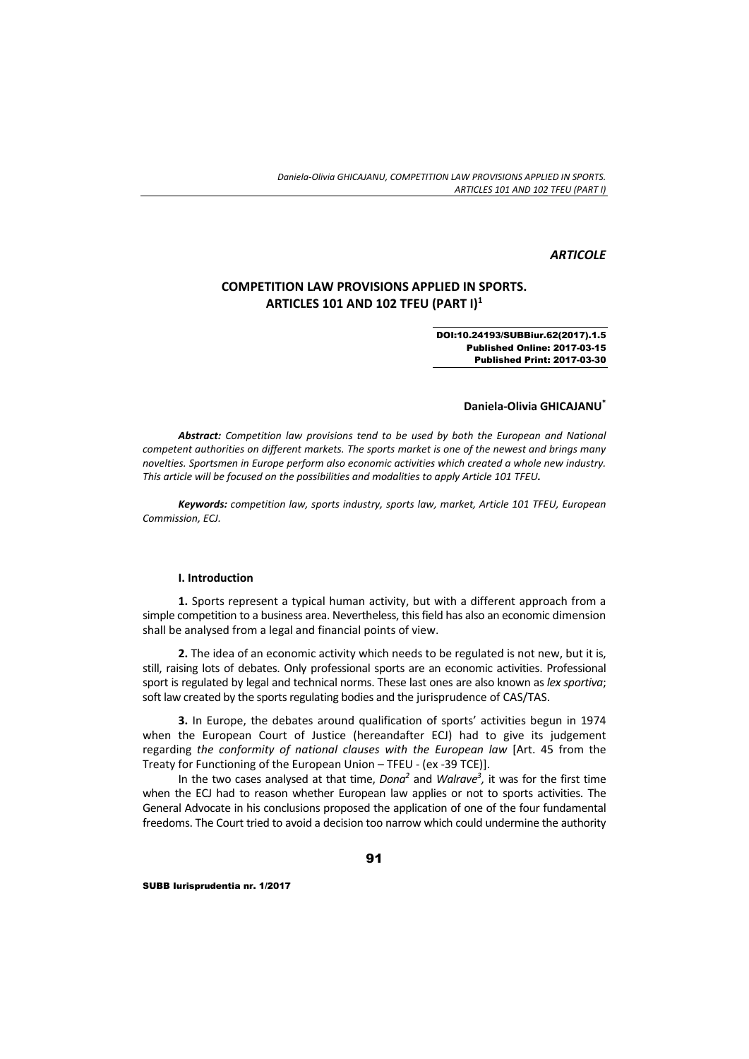*ARTICOLE*

# COMPETITION LAW PROVISIONS APPLIED IN SPORTS. ARTICLES 101 AND 102 TFEU (PART I)[1]

DOI:10.24193/SUBBiur.62(2017).1.5
Published Online: 2017-03-15
Published Print: 2017-03-30

**Daniela-Olivia GHICAJANU**[*]

***Abstract:*** *Competition law provisions tend to be used by both the European and National competent authorities on different markets. The sports market is one of the newest and brings many novelties. Sportsmen in Europe perform also economic activities which created a whole new industry. This article will be focused on the possibilities and modalities to apply Article 101 TFEU.*

***Keywords:*** *competition law, sports industry, sports law, market, Article 101 TFEU, European Commission, ECJ.*

## I. Introduction

**1.** Sports represent a typical human activity, but with a different approach from a simple competition to a business area. Nevertheless, this field has also an economic dimension shall be analysed from a legal and financial points of view.

**2.** The idea of an economic activity which needs to be regulated is not new, but it is, still, raising lots of debates. Only professional sports are an economic activities. Professional sport is regulated by legal and technical norms. These last ones are also known as *lex sportiva*; soft law created by the sports regulating bodies and the jurisprudence of CAS/TAS.

**3.** In Europe, the debates around qualification of sports' activities begun in 1974 when the European Court of Justice (hereandafter ECJ) had to give its judgement regarding *the conformity of national clauses with the European law* [Art. 45 from the Treaty for Functioning of the European Union – TFEU - (ex -39 TCE)].

In the two cases analysed at that time, *Dona*[2] and *Walrave*[3], it was for the first time when the ECJ had to reason whether European law applies or not to sports activities. The General Advocate in his conclusions proposed the application of one of the four fundamental freedoms. The Court tried to avoid a decision too narrow which could undermine the authority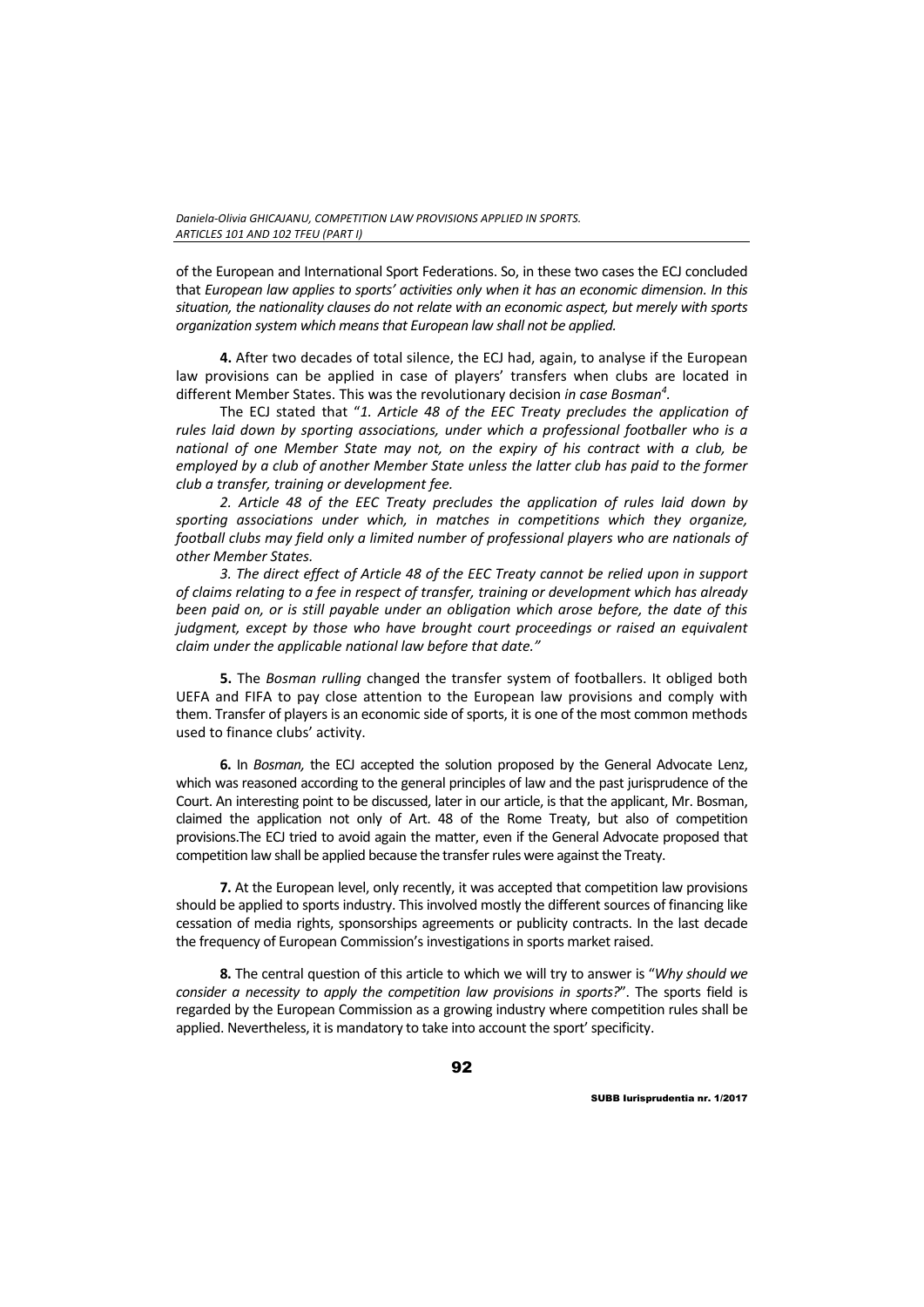of the European and International Sport Federations. So, in these two cases the ECJ concluded that *European law applies to sports' activities only when it has an economic dimension. In this situation, the nationality clauses do not relate with an economic aspect, but merely with sports organization system which means that European law shall not be applied.*

**4.** After two decades of total silence, the ECJ had, again, to analyse if the European law provisions can be applied in case of players' transfers when clubs are located in different Member States. This was the revolutionary decision *in case Bosman*[4].

The ECJ stated that "*1. Article 48 of the EEC Treaty precludes the application of rules laid down by sporting associations, under which a professional footballer who is a national of one Member State may not, on the expiry of his contract with a club, be employed by a club of another Member State unless the latter club has paid to the former club a transfer, training or development fee.*

*2. Article 48 of the EEC Treaty precludes the application of rules laid down by sporting associations under which, in matches in competitions which they organize, football clubs may field only a limited number of professional players who are nationals of other Member States.*

*3. The direct effect of Article 48 of the EEC Treaty cannot be relied upon in support of claims relating to a fee in respect of transfer, training or development which has already been paid on, or is still payable under an obligation which arose before, the date of this judgment, except by those who have brought court proceedings or raised an equivalent claim under the applicable national law before that date."*

**5.** The *Bosman rulling* changed the transfer system of footballers. It obliged both UEFA and FIFA to pay close attention to the European law provisions and comply with them. Transfer of players is an economic side of sports, it is one of the most common methods used to finance clubs' activity.

**6.** In *Bosman,* the ECJ accepted the solution proposed by the General Advocate Lenz, which was reasoned according to the general principles of law and the past jurisprudence of the Court. An interesting point to be discussed, later in our article, is that the applicant, Mr. Bosman, claimed the application not only of Art. 48 of the Rome Treaty, but also of competition provisions.The ECJ tried to avoid again the matter, even if the General Advocate proposed that competition law shall be applied because the transfer rules were against the Treaty.

**7.** At the European level, only recently, it was accepted that competition law provisions should be applied to sports industry. This involved mostly the different sources of financing like cessation of media rights, sponsorships agreements or publicity contracts. In the last decade the frequency of European Commission's investigations in sports market raised.

**8.** The central question of this article to which we will try to answer is "*Why should we consider a necessity to apply the competition law provisions in sports?*". The sports field is regarded by the European Commission as a growing industry where competition rules shall be applied. Nevertheless, it is mandatory to take into account the sport' specificity.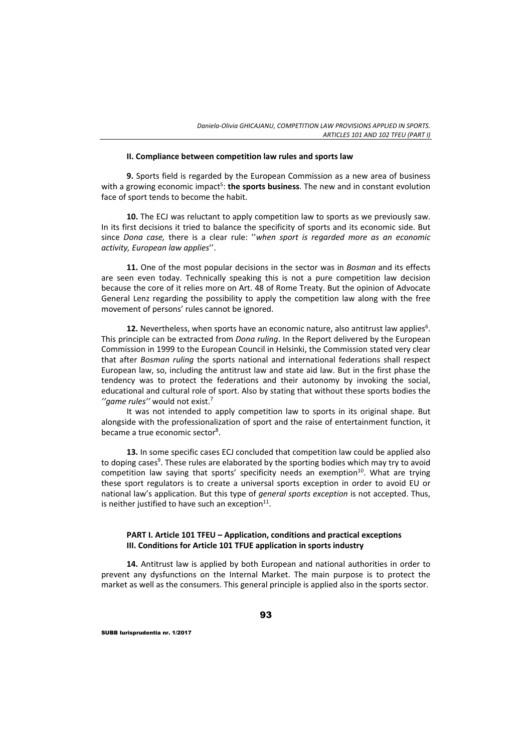## II. Compliance between competition law rules and sports law

**9.** Sports field is regarded by the European Commission as a new area of business with a growing economic impact[5]: **the sports business**. The new and in constant evolution face of sport tends to become the habit.

**10.** The ECJ was reluctant to apply competition law to sports as we previously saw. In its first decisions it tried to balance the specificity of sports and its economic side. But since *Dona case,* there is a clear rule: ''*when sport is regarded more as an economic activity, European law applies*''.

**11.** One of the most popular decisions in the sector was in *Bosman* and its effects are seen even today. Technically speaking this is not a pure competition law decision because the core of it relies more on Art. 48 of Rome Treaty. But the opinion of Advocate General Lenz regarding the possibility to apply the competition law along with the free movement of persons' rules cannot be ignored.

**12.** Nevertheless, when sports have an economic nature, also antitrust law applies[6]. This principle can be extracted from *Dona ruling*. In the Report delivered by the European Commission in 1999 to the European Council in Helsinki, the Commission stated very clear that after *Bosman ruling* the sports national and international federations shall respect European law, so, including the antitrust law and state aid law. But in the first phase the tendency was to protect the federations and their autonomy by invoking the social, educational and cultural role of sport. Also by stating that without these sports bodies the *''game rules''* would not exist.[7]

It was not intended to apply competition law to sports in its original shape. But alongside with the professionalization of sport and the raise of entertainment function, it became a true economic sector[8].

**13.** In some specific cases ECJ concluded that competition law could be applied also to doping cases[9]. These rules are elaborated by the sporting bodies which may try to avoid competition law saying that sports' specificity needs an exemption[10]. What are trying these sport regulators is to create a universal sports exception in order to avoid EU or national law's application. But this type of *general sports exception* is not accepted. Thus, is neither justified to have such an exception[11].

## PART I. Article 101 TFEU – Application, conditions and practical exceptions

## III. Conditions for Article 101 TFUE application in sports industry

**14.** Antitrust law is applied by both European and national authorities in order to prevent any dysfunctions on the Internal Market. The main purpose is to protect the market as well as the consumers. This general principle is applied also in the sports sector.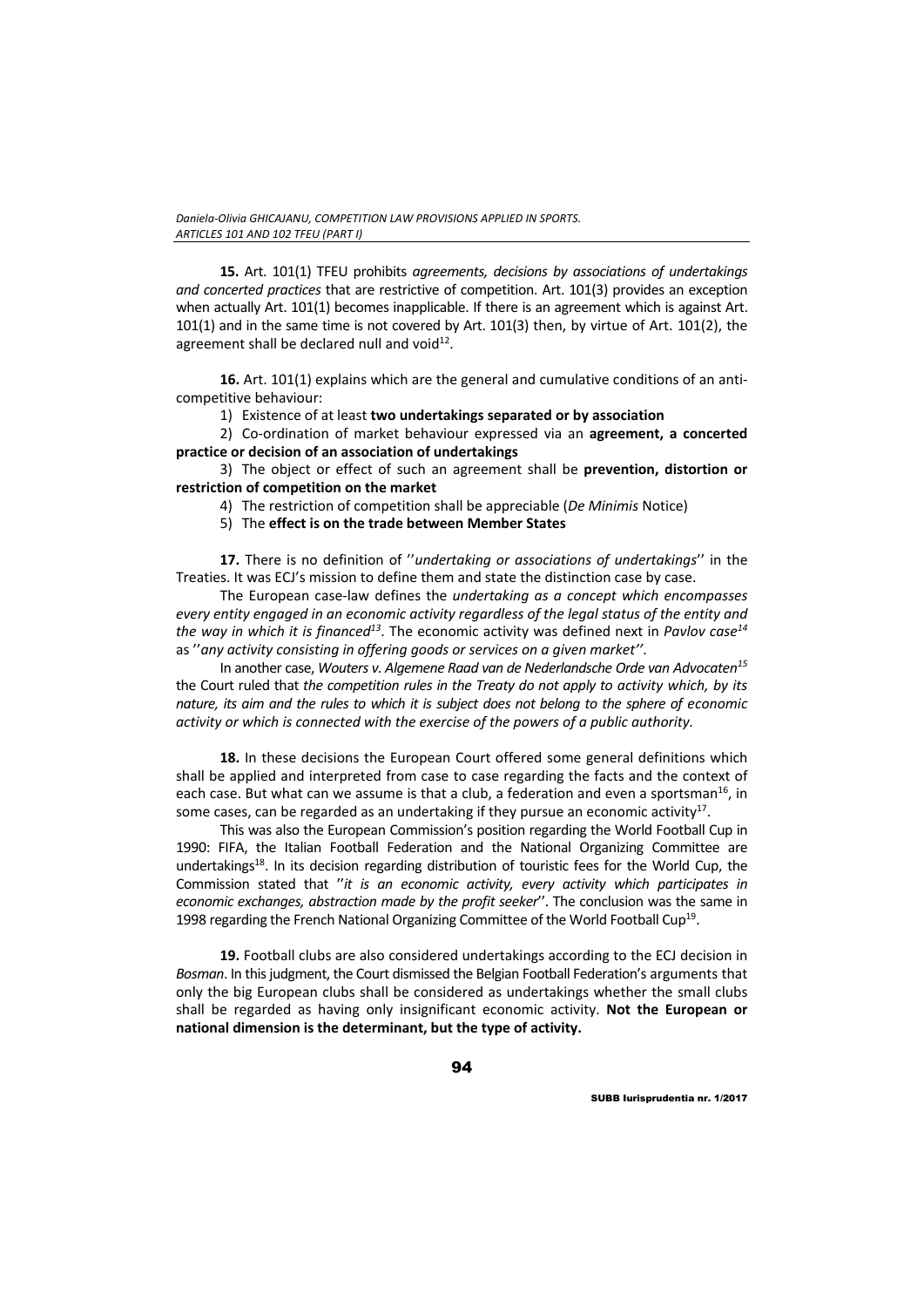**15.** Art. 101(1) TFEU prohibits *agreements, decisions by associations of undertakings and concerted practices* that are restrictive of competition. Art. 101(3) provides an exception when actually Art. 101(1) becomes inapplicable. If there is an agreement which is against Art. 101(1) and in the same time is not covered by Art. 101(3) then, by virtue of Art. 101(2), the agreement shall be declared null and void[12].

**16.** Art. 101(1) explains which are the general and cumulative conditions of an anti-competitive behaviour:

1) Existence of at least **two undertakings separated or by association**
2) Co-ordination of market behaviour expressed via an **agreement, a concerted practice or decision of an association of undertakings**
3) The object or effect of such an agreement shall be **prevention, distortion or restriction of competition on the market**
4) The restriction of competition shall be appreciable (*De Minimis* Notice)
5) The **effect is on the trade between Member States**

**17.** There is no definition of ''*undertaking or associations of undertakings*'' in the Treaties. It was ECJ's mission to define them and state the distinction case by case.

The European case-law defines the *undertaking as a concept which encompasses every entity engaged in an economic activity regardless of the legal status of the entity and the way in which it is financed*[13]. The economic activity was defined next in *Pavlov case*[14] as ''*any activity consisting in offering goods or services on a given market''*.

In another case, *Wouters v. Algemene Raad van de Nederlandsche Orde van Advocaten*[15] the Court ruled that *the competition rules in the Treaty do not apply to activity which, by its nature, its aim and the rules to which it is subject does not belong to the sphere of economic activity or which is connected with the exercise of the powers of a public authority.*

**18.** In these decisions the European Court offered some general definitions which shall be applied and interpreted from case to case regarding the facts and the context of each case. But what can we assume is that a club, a federation and even a sportsman[16], in some cases, can be regarded as an undertaking if they pursue an economic activity[17].

This was also the European Commission's position regarding the World Football Cup in 1990: FIFA, the Italian Football Federation and the National Organizing Committee are undertakings[18]. In its decision regarding distribution of touristic fees for the World Cup, the Commission stated that ''*it is an economic activity, every activity which participates in economic exchanges, abstraction made by the profit seeker*''. The conclusion was the same in 1998 regarding the French National Organizing Committee of the World Football Cup[19].

**19.** Football clubs are also considered undertakings according to the ECJ decision in *Bosman*. In this judgment, the Court dismissed the Belgian Football Federation's arguments that only the big European clubs shall be considered as undertakings whether the small clubs shall be regarded as having only insignificant economic activity. **Not the European or national dimension is the determinant, but the type of activity.**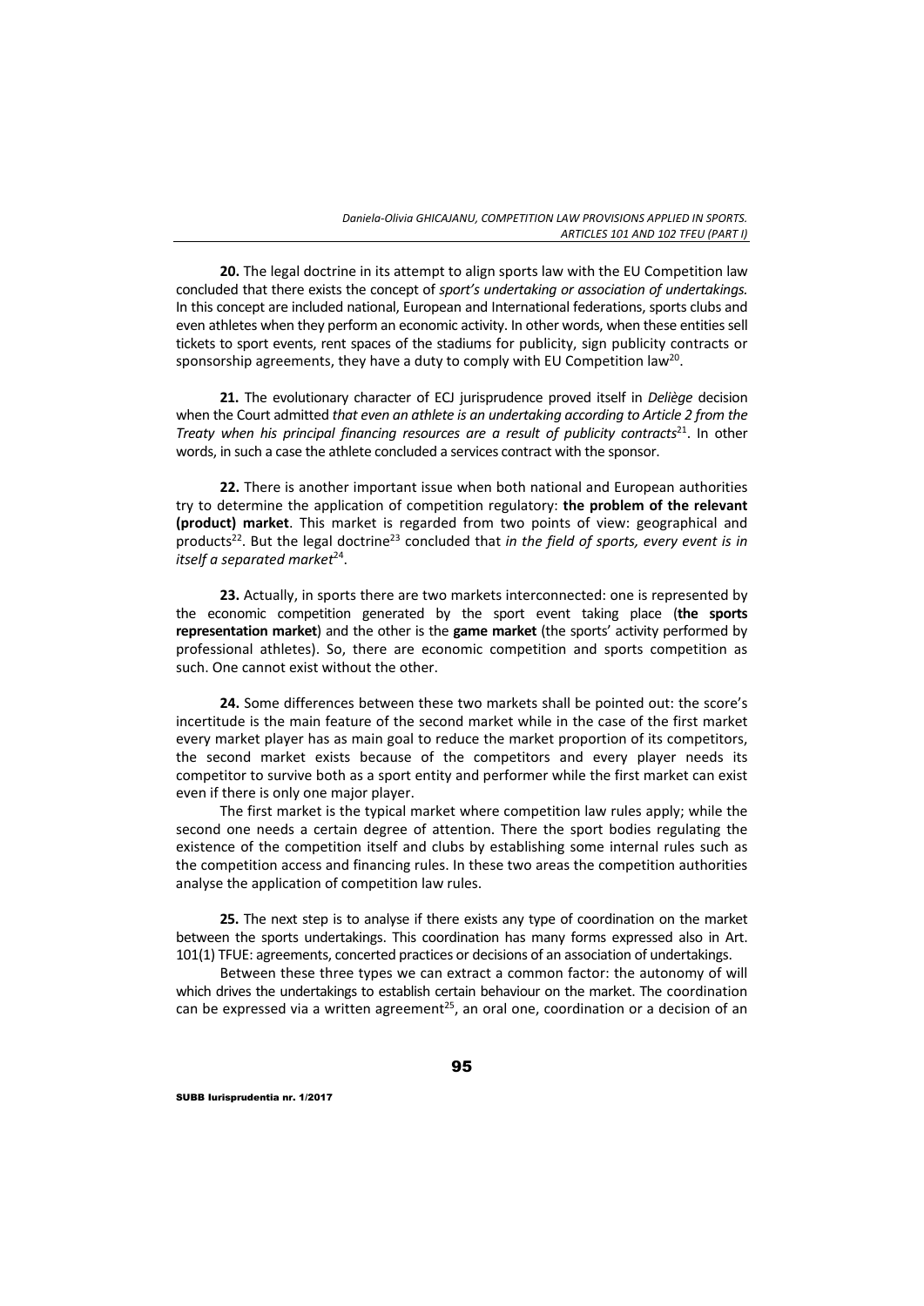**20.** The legal doctrine in its attempt to align sports law with the EU Competition law concluded that there exists the concept of *sport's undertaking or association of undertakings.* In this concept are included national, European and International federations, sports clubs and even athletes when they perform an economic activity. In other words, when these entities sell tickets to sport events, rent spaces of the stadiums for publicity, sign publicity contracts or sponsorship agreements, they have a duty to comply with EU Competition law[20].

**21.** The evolutionary character of ECJ jurisprudence proved itself in *Deliège* decision when the Court admitted *that even an athlete is an undertaking according to Article 2 from the Treaty when his principal financing resources are a result of publicity contracts*[21]. In other words, in such a case the athlete concluded a services contract with the sponsor.

**22.** There is another important issue when both national and European authorities try to determine the application of competition regulatory: **the problem of the relevant (product) market**. This market is regarded from two points of view: geographical and products[22]. But the legal doctrine[23] concluded that *in the field of sports, every event is in itself a separated market*[24].

**23.** Actually, in sports there are two markets interconnected: one is represented by the economic competition generated by the sport event taking place (**the sports representation market**) and the other is the **game market** (the sports' activity performed by professional athletes). So, there are economic competition and sports competition as such. One cannot exist without the other.

**24.** Some differences between these two markets shall be pointed out: the score's incertitude is the main feature of the second market while in the case of the first market every market player has as main goal to reduce the market proportion of its competitors, the second market exists because of the competitors and every player needs its competitor to survive both as a sport entity and performer while the first market can exist even if there is only one major player.

The first market is the typical market where competition law rules apply; while the second one needs a certain degree of attention. There the sport bodies regulating the existence of the competition itself and clubs by establishing some internal rules such as the competition access and financing rules. In these two areas the competition authorities analyse the application of competition law rules.

**25.** The next step is to analyse if there exists any type of coordination on the market between the sports undertakings. This coordination has many forms expressed also in Art. 101(1) TFUE: agreements, concerted practices or decisions of an association of undertakings.

Between these three types we can extract a common factor: the autonomy of will which drives the undertakings to establish certain behaviour on the market. The coordination can be expressed via a written agreement[25], an oral one, coordination or a decision of an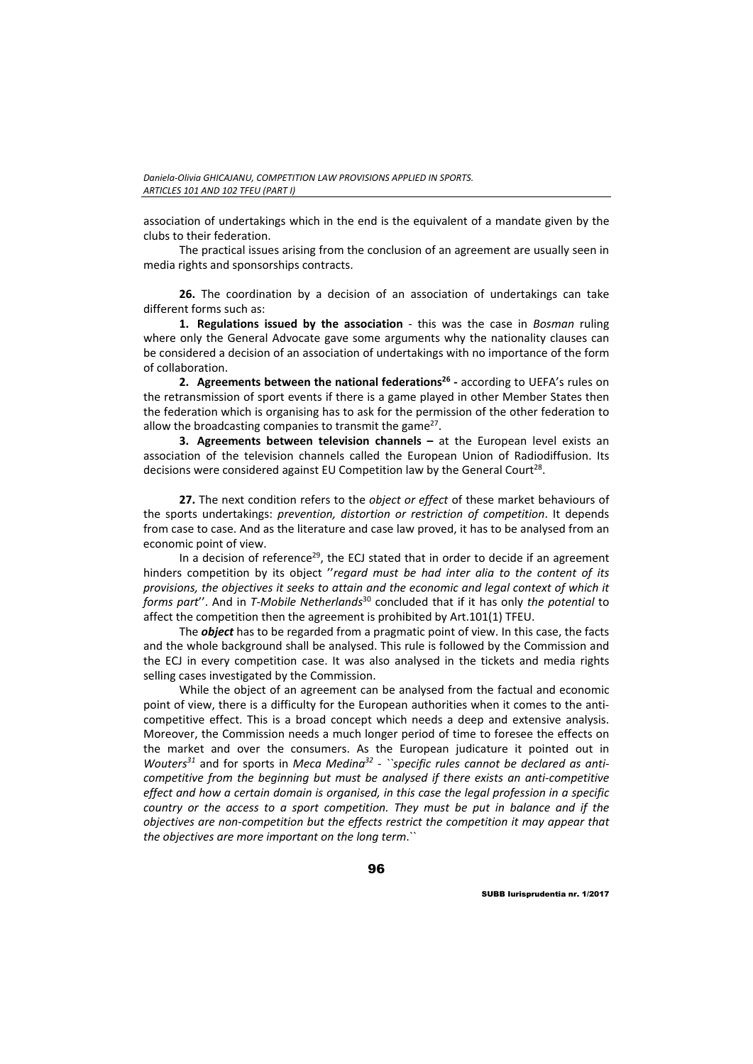association of undertakings which in the end is the equivalent of a mandate given by the clubs to their federation.

The practical issues arising from the conclusion of an agreement are usually seen in media rights and sponsorships contracts.

**26.** The coordination by a decision of an association of undertakings can take different forms such as:

**1. Regulations issued by the association** - this was the case in *Bosman* ruling where only the General Advocate gave some arguments why the nationality clauses can be considered a decision of an association of undertakings with no importance of the form of collaboration.

**2. Agreements between the national federations[26] -** according to UEFA's rules on the retransmission of sport events if there is a game played in other Member States then the federation which is organising has to ask for the permission of the other federation to allow the broadcasting companies to transmit the game[27].

**3. Agreements between television channels –** at the European level exists an association of the television channels called the European Union of Radiodiffusion. Its decisions were considered against EU Competition law by the General Court[28].

**27.** The next condition refers to the *object or effect* of these market behaviours of the sports undertakings: *prevention, distortion or restriction of competition*. It depends from case to case. And as the literature and case law proved, it has to be analysed from an economic point of view.

In a decision of reference[29], the ECJ stated that in order to decide if an agreement hinders competition by its object ''*regard must be had inter alia to the content of its provisions, the objectives it seeks to attain and the economic and legal context of which it forms part*''. And in *T-Mobile Netherlands*[30] concluded that if it has only *the potential* to affect the competition then the agreement is prohibited by Art.101(1) TFEU.

The ***object*** has to be regarded from a pragmatic point of view. In this case, the facts and the whole background shall be analysed. This rule is followed by the Commission and the ECJ in every competition case. It was also analysed in the tickets and media rights selling cases investigated by the Commission.

While the object of an agreement can be analysed from the factual and economic point of view, there is a difficulty for the European authorities when it comes to the anti-competitive effect. This is a broad concept which needs a deep and extensive analysis. Moreover, the Commission needs a much longer period of time to foresee the effects on the market and over the consumers. As the European judicature it pointed out in *Wouters[31]* and for sports in *Meca Medina[32]* - ``*specific rules cannot be declared as anti-competitive from the beginning but must be analysed if there exists an anti-competitive effect and how a certain domain is organised, in this case the legal profession in a specific country or the access to a sport competition. They must be put in balance and if the objectives are non-competition but the effects restrict the competition it may appear that the objectives are more important on the long term*.``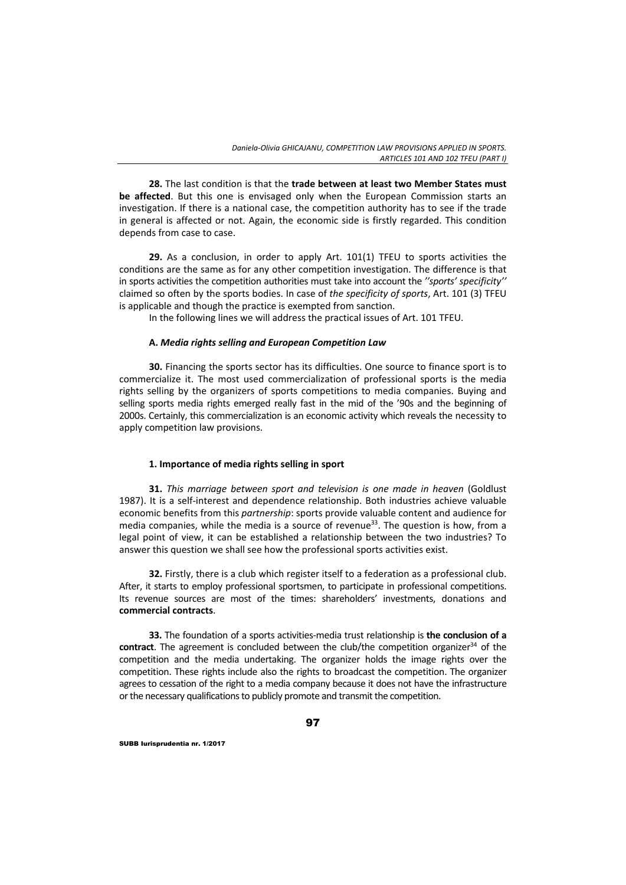**28.** The last condition is that the **trade between at least two Member States must be affected**. But this one is envisaged only when the European Commission starts an investigation. If there is a national case, the competition authority has to see if the trade in general is affected or not. Again, the economic side is firstly regarded. This condition depends from case to case.

**29.** As a conclusion, in order to apply Art. 101(1) TFEU to sports activities the conditions are the same as for any other competition investigation. The difference is that in sports activities the competition authorities must take into account the *''sports' specificity''* claimed so often by the sports bodies. In case of *the specificity of sports*, Art. 101 (3) TFEU is applicable and though the practice is exempted from sanction.

In the following lines we will address the practical issues of Art. 101 TFEU.

#### A. *Media rights selling and European Competition Law*

**30.** Financing the sports sector has its difficulties. One source to finance sport is to commercialize it. The most used commercialization of professional sports is the media rights selling by the organizers of sports competitions to media companies. Buying and selling sports media rights emerged really fast in the mid of the '90s and the beginning of 2000s. Certainly, this commercialization is an economic activity which reveals the necessity to apply competition law provisions.

#### 1. Importance of media rights selling in sport

**31.** *This marriage between sport and television is one made in heaven* (Goldlust 1987). It is a self-interest and dependence relationship. Both industries achieve valuable economic benefits from this *partnership*: sports provide valuable content and audience for media companies, while the media is a source of revenue[33]. The question is how, from a legal point of view, it can be established a relationship between the two industries? To answer this question we shall see how the professional sports activities exist.

**32.** Firstly, there is a club which register itself to a federation as a professional club. After, it starts to employ professional sportsmen, to participate in professional competitions. Its revenue sources are most of the times: shareholders' investments, donations and **commercial contracts**.

**33.** The foundation of a sports activities-media trust relationship is **the conclusion of a contract**. The agreement is concluded between the club/the competition organizer[34] of the competition and the media undertaking. The organizer holds the image rights over the competition. These rights include also the rights to broadcast the competition. The organizer agrees to cessation of the right to a media company because it does not have the infrastructure or the necessary qualifications to publicly promote and transmit the competition.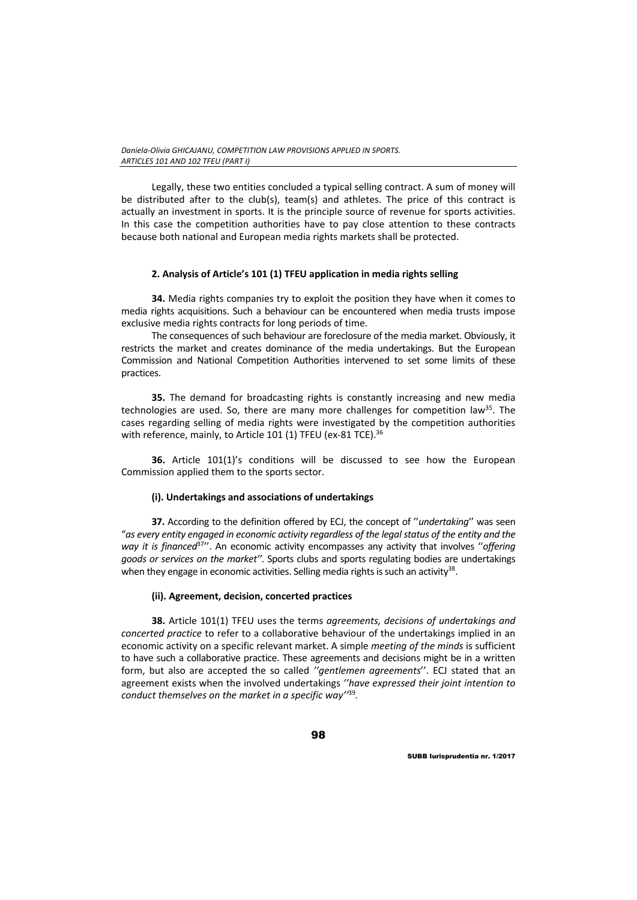Legally, these two entities concluded a typical selling contract. A sum of money will be distributed after to the club(s), team(s) and athletes. The price of this contract is actually an investment in sports. It is the principle source of revenue for sports activities. In this case the competition authorities have to pay close attention to these contracts because both national and European media rights markets shall be protected.

### 2. Analysis of Article's 101 (1) TFEU application in media rights selling

**34.** Media rights companies try to exploit the position they have when it comes to media rights acquisitions. Such a behaviour can be encountered when media trusts impose exclusive media rights contracts for long periods of time.

The consequences of such behaviour are foreclosure of the media market. Obviously, it restricts the market and creates dominance of the media undertakings. But the European Commission and National Competition Authorities intervened to set some limits of these practices.

**35.** The demand for broadcasting rights is constantly increasing and new media technologies are used. So, there are many more challenges for competition law[35]. The cases regarding selling of media rights were investigated by the competition authorities with reference, mainly, to Article 101 (1) TFEU (ex-81 TCE).[36]

**36.** Article 101(1)'s conditions will be discussed to see how the European Commission applied them to the sports sector.

#### (i). Undertakings and associations of undertakings

**37.** According to the definition offered by ECJ, the concept of ''*undertaking*'' was seen "*as every entity engaged in economic activity regardless of the legal status of the entity and the way it is financed*[37]''. An economic activity encompasses any activity that involves ''*offering goods or services on the market''*. Sports clubs and sports regulating bodies are undertakings when they engage in economic activities. Selling media rights is such an activity[38].

#### (ii). Agreement, decision, concerted practices

**38.** Article 101(1) TFEU uses the terms *agreements, decisions of undertakings and concerted practice* to refer to a collaborative behaviour of the undertakings implied in an economic activity on a specific relevant market. A simple *meeting of the minds* is sufficient to have such a collaborative practice. These agreements and decisions might be in a written form, but also are accepted the so called *''gentlemen agreements*''. ECJ stated that an agreement exists when the involved undertakings *''have expressed their joint intention to conduct themselves on the market in a specific way''*[39].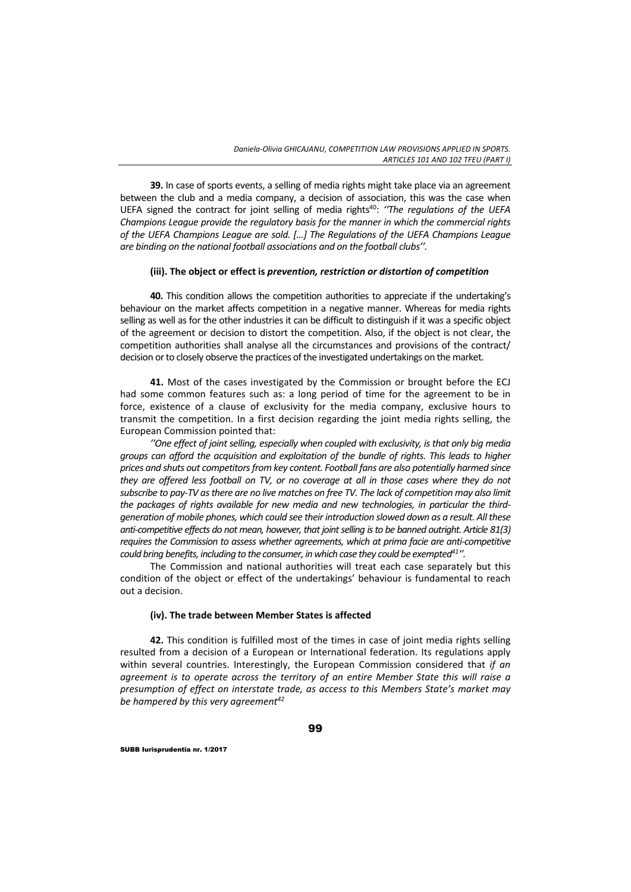**39.** In case of sports events, a selling of media rights might take place via an agreement between the club and a media company, a decision of association, this was the case when UEFA signed the contract for joint selling of media rights[40]: *''The regulations of the UEFA Champions League provide the regulatory basis for the manner in which the commercial rights of the UEFA Champions League are sold. [...] The Regulations of the UEFA Champions League are binding on the national football associations and on the football clubs''.*

#### (iii). The object or effect is *prevention, restriction or distortion of competition*

**40.** This condition allows the competition authorities to appreciate if the undertaking's behaviour on the market affects competition in a negative manner. Whereas for media rights selling as well as for the other industries it can be difficult to distinguish if it was a specific object of the agreement or decision to distort the competition. Also, if the object is not clear, the competition authorities shall analyse all the circumstances and provisions of the contract/ decision or to closely observe the practices of the investigated undertakings on the market.

**41.** Most of the cases investigated by the Commission or brought before the ECJ had some common features such as: a long period of time for the agreement to be in force, existence of a clause of exclusivity for the media company, exclusive hours to transmit the competition. In a first decision regarding the joint media rights selling, the European Commission pointed that:

*''One effect of joint selling, especially when coupled with exclusivity, is that only big media groups can afford the acquisition and exploitation of the bundle of rights. This leads to higher prices and shuts out competitors from key content. Football fans are also potentially harmed since they are offered less football on TV, or no coverage at all in those cases where they do not subscribe to pay-TV as there are no live matches on free TV. The lack of competition may also limit the packages of rights available for new media and new technologies, in particular the third-generation of mobile phones, which could see their introduction slowed down as a result. All these anti-competitive effects do not mean, however, that joint selling is to be banned outright. Article 81(3) requires the Commission to assess whether agreements, which at prima facie are anti-competitive could bring benefits, including to the consumer, in which case they could be exempted[41]''.*

The Commission and national authorities will treat each case separately but this condition of the object or effect of the undertakings' behaviour is fundamental to reach out a decision.

#### (iv). The trade between Member States is affected

**42.** This condition is fulfilled most of the times in case of joint media rights selling resulted from a decision of a European or International federation. Its regulations apply within several countries. Interestingly, the European Commission considered that *if an agreement is to operate across the territory of an entire Member State this will raise a presumption of effect on interstate trade, as access to this Members State's market may be hampered by this very agreement[42]*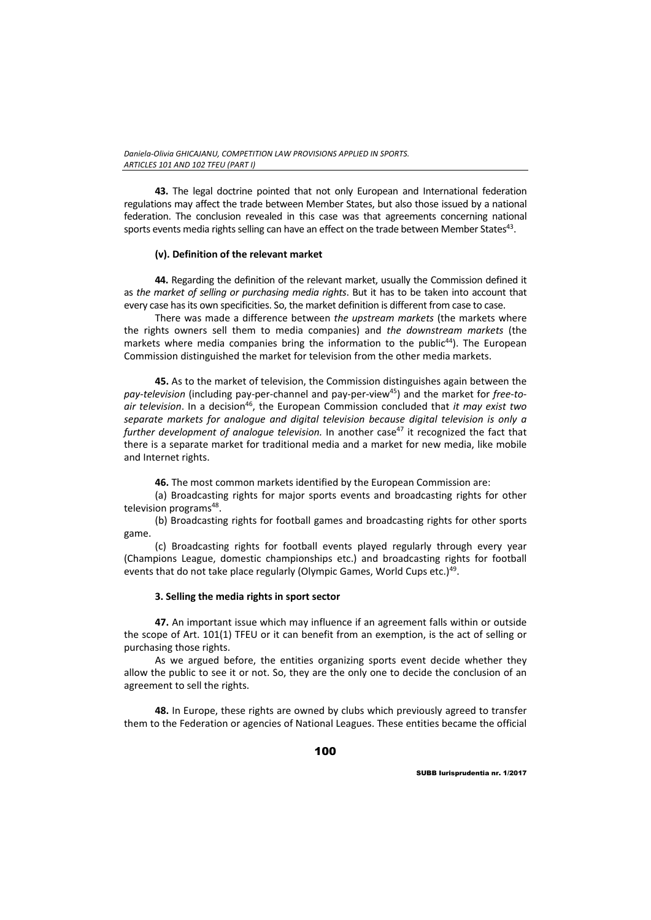**43.** The legal doctrine pointed that not only European and International federation regulations may affect the trade between Member States, but also those issued by a national federation. The conclusion revealed in this case was that agreements concerning national sports events media rights selling can have an effect on the trade between Member States[43].

**(v). Definition of the relevant market**

**44.** Regarding the definition of the relevant market, usually the Commission defined it as *the market of selling or purchasing media rights*. But it has to be taken into account that every case has its own specificities. So, the market definition is different from case to case.

There was made a difference between *the upstream markets* (the markets where the rights owners sell them to media companies) and *the downstream markets* (the markets where media companies bring the information to the public[44]). The European Commission distinguished the market for television from the other media markets.

**45.** As to the market of television, the Commission distinguishes again between the *pay-television* (including pay-per-channel and pay-per-view[45]) and the market for *free-to-air television*. In a decision[46], the European Commission concluded that *it may exist two separate markets for analogue and digital television because digital television is only a further development of analogue television.* In another case[47] it recognized the fact that there is a separate market for traditional media and a market for new media, like mobile and Internet rights.

**46.** The most common markets identified by the European Commission are:

(a) Broadcasting rights for major sports events and broadcasting rights for other television programs[48].

(b) Broadcasting rights for football games and broadcasting rights for other sports game.

(c) Broadcasting rights for football events played regularly through every year (Champions League, domestic championships etc.) and broadcasting rights for football events that do not take place regularly (Olympic Games, World Cups etc.)[49].

**3. Selling the media rights in sport sector**

**47.** An important issue which may influence if an agreement falls within or outside the scope of Art. 101(1) TFEU or it can benefit from an exemption, is the act of selling or purchasing those rights.

As we argued before, the entities organizing sports event decide whether they allow the public to see it or not. So, they are the only one to decide the conclusion of an agreement to sell the rights.

**48.** In Europe, these rights are owned by clubs which previously agreed to transfer them to the Federation or agencies of National Leagues. These entities became the official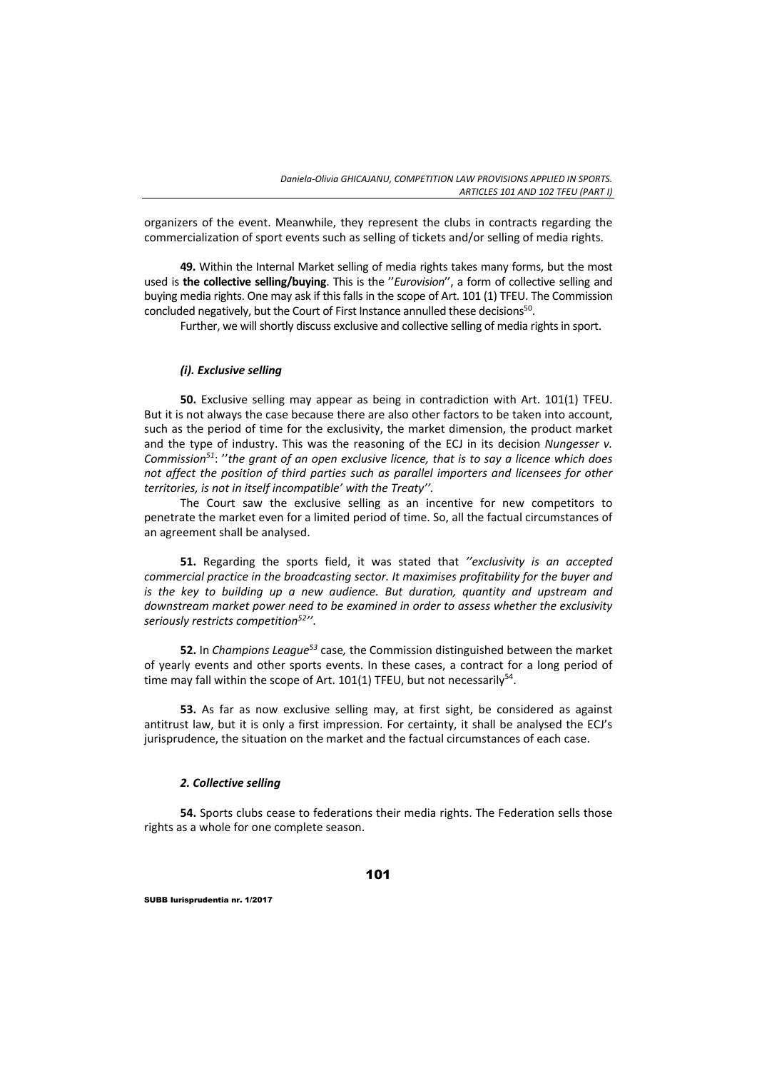organizers of the event. Meanwhile, they represent the clubs in contracts regarding the commercialization of sport events such as selling of tickets and/or selling of media rights.

**49.** Within the Internal Market selling of media rights takes many forms, but the most used is **the collective selling/buying**. This is the ''*Eurovision*'', a form of collective selling and buying media rights. One may ask if this falls in the scope of Art. 101 (1) TFEU. The Commission concluded negatively, but the Court of First Instance annulled these decisions[50].

Further, we will shortly discuss exclusive and collective selling of media rights in sport.

#### *(i). Exclusive selling*

**50.** Exclusive selling may appear as being in contradiction with Art. 101(1) TFEU. But it is not always the case because there are also other factors to be taken into account, such as the period of time for the exclusivity, the market dimension, the product market and the type of industry. This was the reasoning of the ECJ in its decision *Nungesser v. Commission*[51]: ''*the grant of an open exclusive licence, that is to say a licence which does not affect the position of third parties such as parallel importers and licensees for other territories, is not in itself incompatible' with the Treaty''.*

The Court saw the exclusive selling as an incentive for new competitors to penetrate the market even for a limited period of time. So, all the factual circumstances of an agreement shall be analysed.

**51.** Regarding the sports field, it was stated that *''exclusivity is an accepted commercial practice in the broadcasting sector. It maximises profitability for the buyer and is the key to building up a new audience. But duration, quantity and upstream and downstream market power need to be examined in order to assess whether the exclusivity seriously restricts competition*[52]*''*.

**52.** In *Champions League*[53] case*,* the Commission distinguished between the market of yearly events and other sports events. In these cases, a contract for a long period of time may fall within the scope of Art. 101(1) TFEU, but not necessarily[54].

**53.** As far as now exclusive selling may, at first sight, be considered as against antitrust law, but it is only a first impression. For certainty, it shall be analysed the ECJ's jurisprudence, the situation on the market and the factual circumstances of each case.

#### *2. Collective selling*

**54.** Sports clubs cease to federations their media rights. The Federation sells those rights as a whole for one complete season.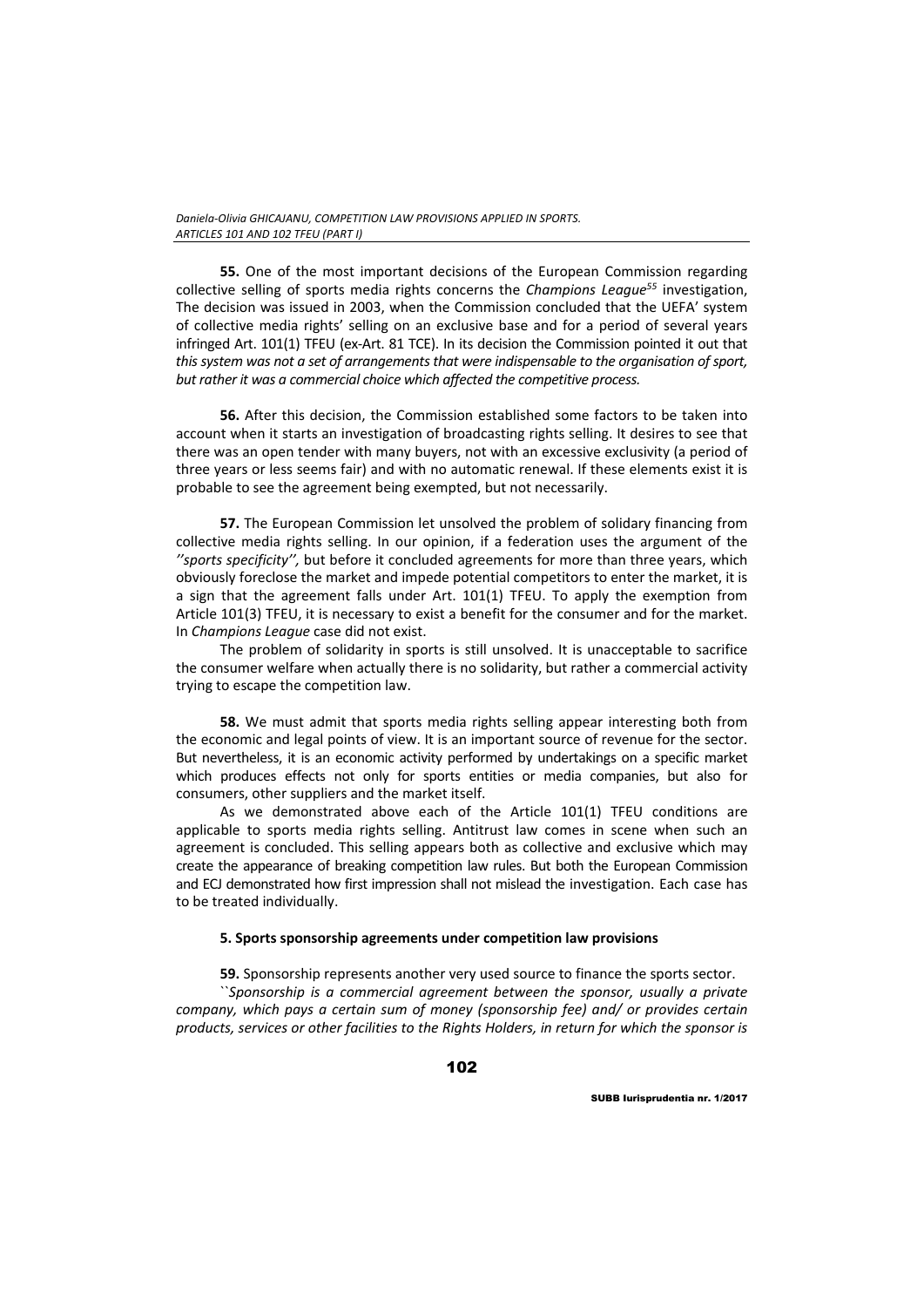**55.** One of the most important decisions of the European Commission regarding collective selling of sports media rights concerns the *Champions League*[55] investigation, The decision was issued in 2003, when the Commission concluded that the UEFA' system of collective media rights' selling on an exclusive base and for a period of several years infringed Art. 101(1) TFEU (ex-Art. 81 TCE). In its decision the Commission pointed it out that *this system was not a set of arrangements that were indispensable to the organisation of sport, but rather it was a commercial choice which affected the competitive process.*

**56.** After this decision, the Commission established some factors to be taken into account when it starts an investigation of broadcasting rights selling. It desires to see that there was an open tender with many buyers, not with an excessive exclusivity (a period of three years or less seems fair) and with no automatic renewal. If these elements exist it is probable to see the agreement being exempted, but not necessarily.

**57.** The European Commission let unsolved the problem of solidary financing from collective media rights selling. In our opinion, if a federation uses the argument of the *''sports specificity'',* but before it concluded agreements for more than three years, which obviously foreclose the market and impede potential competitors to enter the market, it is a sign that the agreement falls under Art. 101(1) TFEU. To apply the exemption from Article 101(3) TFEU, it is necessary to exist a benefit for the consumer and for the market. In *Champions League* case did not exist.

The problem of solidarity in sports is still unsolved. It is unacceptable to sacrifice the consumer welfare when actually there is no solidarity, but rather a commercial activity trying to escape the competition law.

**58.** We must admit that sports media rights selling appear interesting both from the economic and legal points of view. It is an important source of revenue for the sector. But nevertheless, it is an economic activity performed by undertakings on a specific market which produces effects not only for sports entities or media companies, but also for consumers, other suppliers and the market itself.

As we demonstrated above each of the Article 101(1) TFEU conditions are applicable to sports media rights selling. Antitrust law comes in scene when such an agreement is concluded. This selling appears both as collective and exclusive which may create the appearance of breaking competition law rules. But both the European Commission and ECJ demonstrated how first impression shall not mislead the investigation. Each case has to be treated individually.

### 5. Sports sponsorship agreements under competition law provisions

**59.** Sponsorship represents another very used source to finance the sports sector.

*``Sponsorship is a commercial agreement between the sponsor, usually a private company, which pays a certain sum of money (sponsorship fee) and/ or provides certain products, services or other facilities to the Rights Holders, in return for which the sponsor is*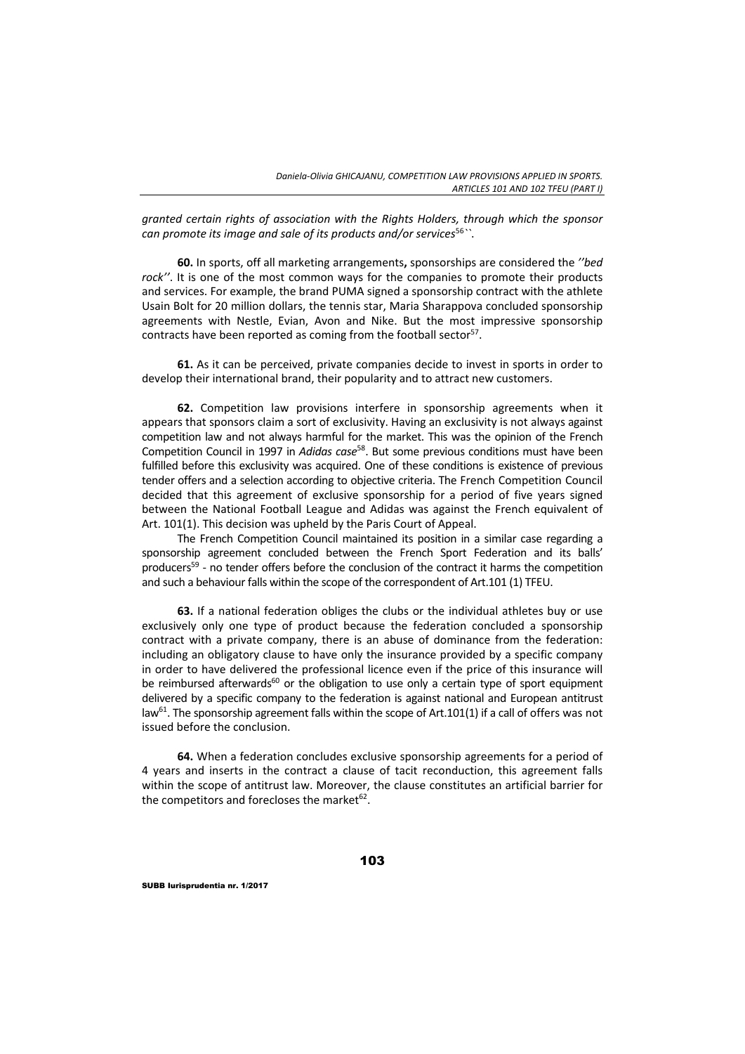*granted certain rights of association with the Rights Holders, through which the sponsor can promote its image and sale of its products and/or services*[56]``.

**60.** In sports, off all marketing arrangements**,** sponsorships are considered the *''bed rock''*. It is one of the most common ways for the companies to promote their products and services. For example, the brand PUMA signed a sponsorship contract with the athlete Usain Bolt for 20 million dollars, the tennis star, Maria Sharappova concluded sponsorship agreements with Nestle, Evian, Avon and Nike. But the most impressive sponsorship contracts have been reported as coming from the football sector[57].

**61.** As it can be perceived, private companies decide to invest in sports in order to develop their international brand, their popularity and to attract new customers.

**62.** Competition law provisions interfere in sponsorship agreements when it appears that sponsors claim a sort of exclusivity. Having an exclusivity is not always against competition law and not always harmful for the market. This was the opinion of the French Competition Council in 1997 in *Adidas case*[58]. But some previous conditions must have been fulfilled before this exclusivity was acquired. One of these conditions is existence of previous tender offers and a selection according to objective criteria. The French Competition Council decided that this agreement of exclusive sponsorship for a period of five years signed between the National Football League and Adidas was against the French equivalent of Art. 101(1). This decision was upheld by the Paris Court of Appeal.

The French Competition Council maintained its position in a similar case regarding a sponsorship agreement concluded between the French Sport Federation and its balls' producers[59] - no tender offers before the conclusion of the contract it harms the competition and such a behaviour falls within the scope of the correspondent of Art.101 (1) TFEU.

**63.** If a national federation obliges the clubs or the individual athletes buy or use exclusively only one type of product because the federation concluded a sponsorship contract with a private company, there is an abuse of dominance from the federation: including an obligatory clause to have only the insurance provided by a specific company in order to have delivered the professional licence even if the price of this insurance will be reimbursed afterwards[60] or the obligation to use only a certain type of sport equipment delivered by a specific company to the federation is against national and European antitrust law[61]. The sponsorship agreement falls within the scope of Art.101(1) if a call of offers was not issued before the conclusion.

**64.** When a federation concludes exclusive sponsorship agreements for a period of 4 years and inserts in the contract a clause of tacit reconduction, this agreement falls within the scope of antitrust law. Moreover, the clause constitutes an artificial barrier for the competitors and forecloses the market[62].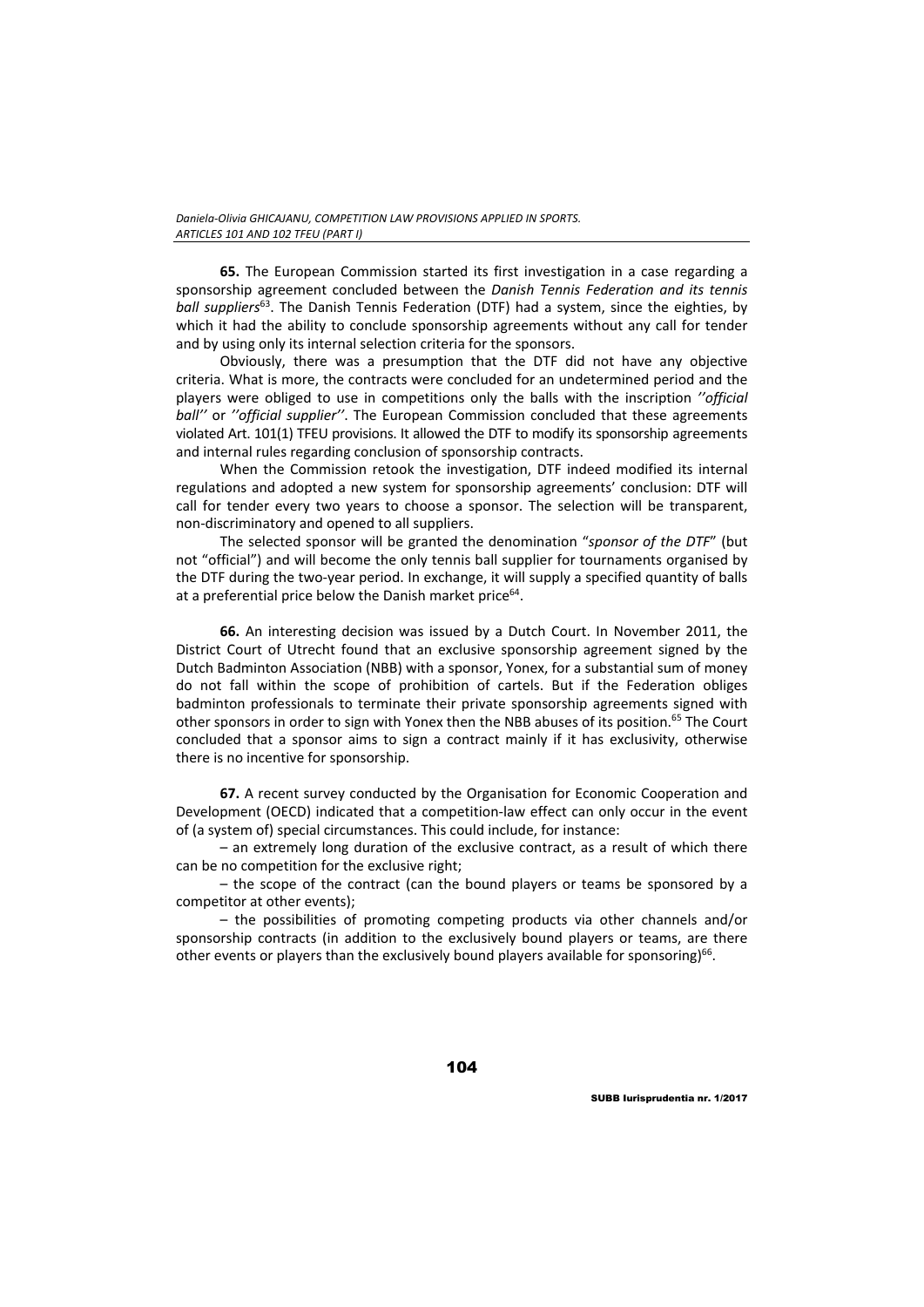**65.** The European Commission started its first investigation in a case regarding a sponsorship agreement concluded between the *Danish Tennis Federation and its tennis ball suppliers*[63]. The Danish Tennis Federation (DTF) had a system, since the eighties, by which it had the ability to conclude sponsorship agreements without any call for tender and by using only its internal selection criteria for the sponsors.

Obviously, there was a presumption that the DTF did not have any objective criteria. What is more, the contracts were concluded for an undetermined period and the players were obliged to use in competitions only the balls with the inscription *''official ball''* or *''official supplier''*. The European Commission concluded that these agreements violated Art. 101(1) TFEU provisions. It allowed the DTF to modify its sponsorship agreements and internal rules regarding conclusion of sponsorship contracts.

When the Commission retook the investigation, DTF indeed modified its internal regulations and adopted a new system for sponsorship agreements' conclusion: DTF will call for tender every two years to choose a sponsor. The selection will be transparent, non-discriminatory and opened to all suppliers.

The selected sponsor will be granted the denomination "*sponsor of the DTF*" (but not "official") and will become the only tennis ball supplier for tournaments organised by the DTF during the two-year period. In exchange, it will supply a specified quantity of balls at a preferential price below the Danish market price[64].

**66.** An interesting decision was issued by a Dutch Court. In November 2011, the District Court of Utrecht found that an exclusive sponsorship agreement signed by the Dutch Badminton Association (NBB) with a sponsor, Yonex, for a substantial sum of money do not fall within the scope of prohibition of cartels. But if the Federation obliges badminton professionals to terminate their private sponsorship agreements signed with other sponsors in order to sign with Yonex then the NBB abuses of its position.[65] The Court concluded that a sponsor aims to sign a contract mainly if it has exclusivity, otherwise there is no incentive for sponsorship.

**67.** A recent survey conducted by the Organisation for Economic Cooperation and Development (OECD) indicated that a competition-law effect can only occur in the event of (a system of) special circumstances. This could include, for instance:

– an extremely long duration of the exclusive contract, as a result of which there can be no competition for the exclusive right;

– the scope of the contract (can the bound players or teams be sponsored by a competitor at other events);

– the possibilities of promoting competing products via other channels and/or sponsorship contracts (in addition to the exclusively bound players or teams, are there other events or players than the exclusively bound players available for sponsoring)[66].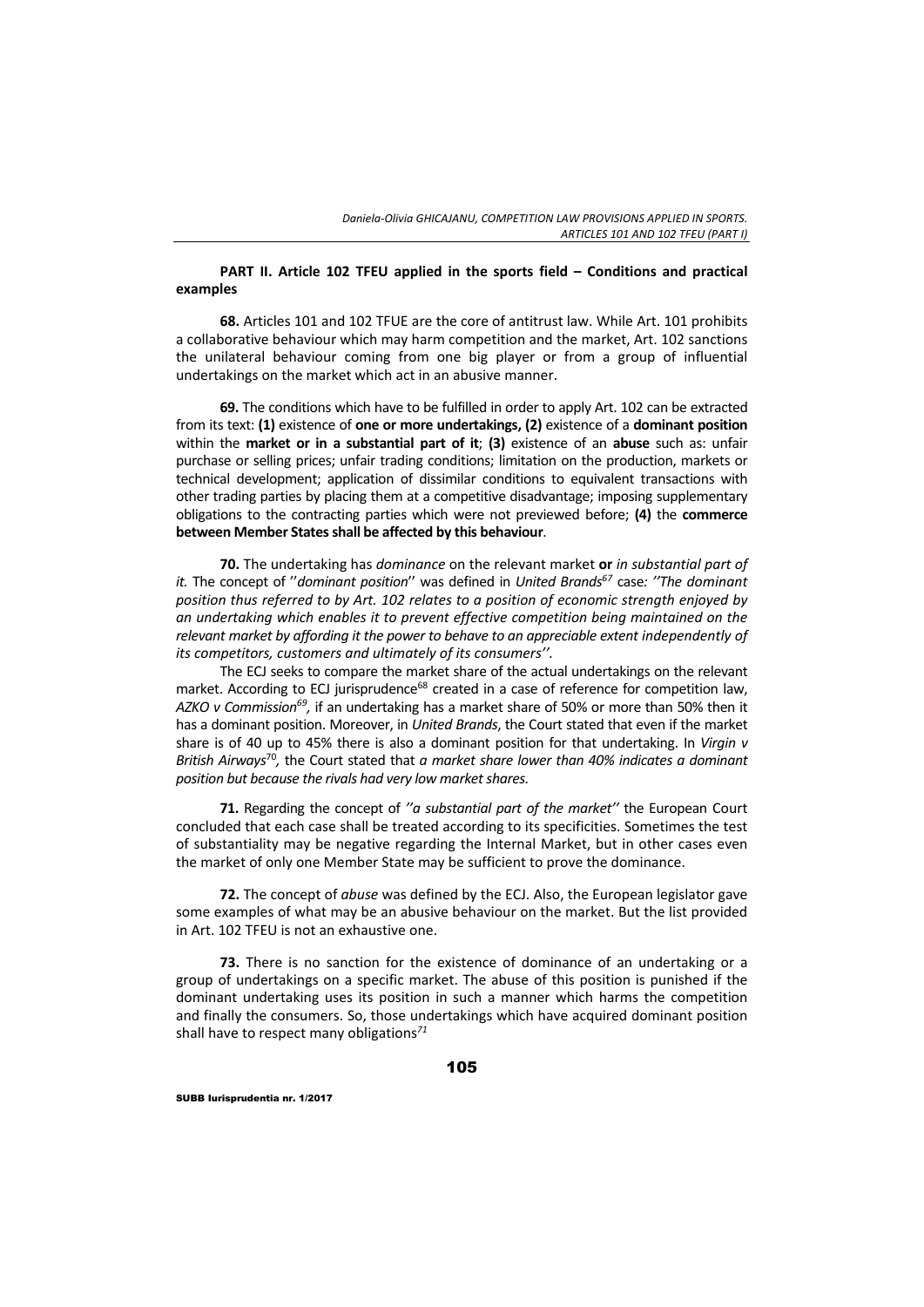**PART II. Article 102 TFEU applied in the sports field – Conditions and practical examples**

**68.** Articles 101 and 102 TFUE are the core of antitrust law. While Art. 101 prohibits a collaborative behaviour which may harm competition and the market, Art. 102 sanctions the unilateral behaviour coming from one big player or from a group of influential undertakings on the market which act in an abusive manner.

**69.** The conditions which have to be fulfilled in order to apply Art. 102 can be extracted from its text: **(1)** existence of **one or more undertakings, (2)** existence of a **dominant position** within the **market or in a substantial part of it**; **(3)** existence of an **abuse** such as: unfair purchase or selling prices; unfair trading conditions; limitation on the production, markets or technical development; application of dissimilar conditions to equivalent transactions with other trading parties by placing them at a competitive disadvantage; imposing supplementary obligations to the contracting parties which were not previewed before; **(4)** the **commerce between Member States shall be affected by this behaviour**.

**70.** The undertaking has *dominance* on the relevant market **or** *in substantial part of it.* The concept of ''*dominant position*'' was defined in *United Brands*[67] case*: ''The dominant position thus referred to by Art. 102 relates to a position of economic strength enjoyed by an undertaking which enables it to prevent effective competition being maintained on the relevant market by affording it the power to behave to an appreciable extent independently of its competitors, customers and ultimately of its consumers''.*

The ECJ seeks to compare the market share of the actual undertakings on the relevant market. According to ECJ jurisprudence[68] created in a case of reference for competition law, *AZKO v Commission*[69]*,* if an undertaking has a market share of 50% or more than 50% then it has a dominant position. Moreover, in *United Brands*, the Court stated that even if the market share is of 40 up to 45% there is also a dominant position for that undertaking. In *Virgin v British Airways*[70]*,* the Court stated that *a market share lower than 40% indicates a dominant position but because the rivals had very low market shares.*

**71.** Regarding the concept of *''a substantial part of the market''* the European Court concluded that each case shall be treated according to its specificities. Sometimes the test of substantiality may be negative regarding the Internal Market, but in other cases even the market of only one Member State may be sufficient to prove the dominance.

**72.** The concept of *abuse* was defined by the ECJ. Also, the European legislator gave some examples of what may be an abusive behaviour on the market. But the list provided in Art. 102 TFEU is not an exhaustive one.

**73.** There is no sanction for the existence of dominance of an undertaking or a group of undertakings on a specific market. The abuse of this position is punished if the dominant undertaking uses its position in such a manner which harms the competition and finally the consumers. So, those undertakings which have acquired dominant position shall have to respect many obligations[71]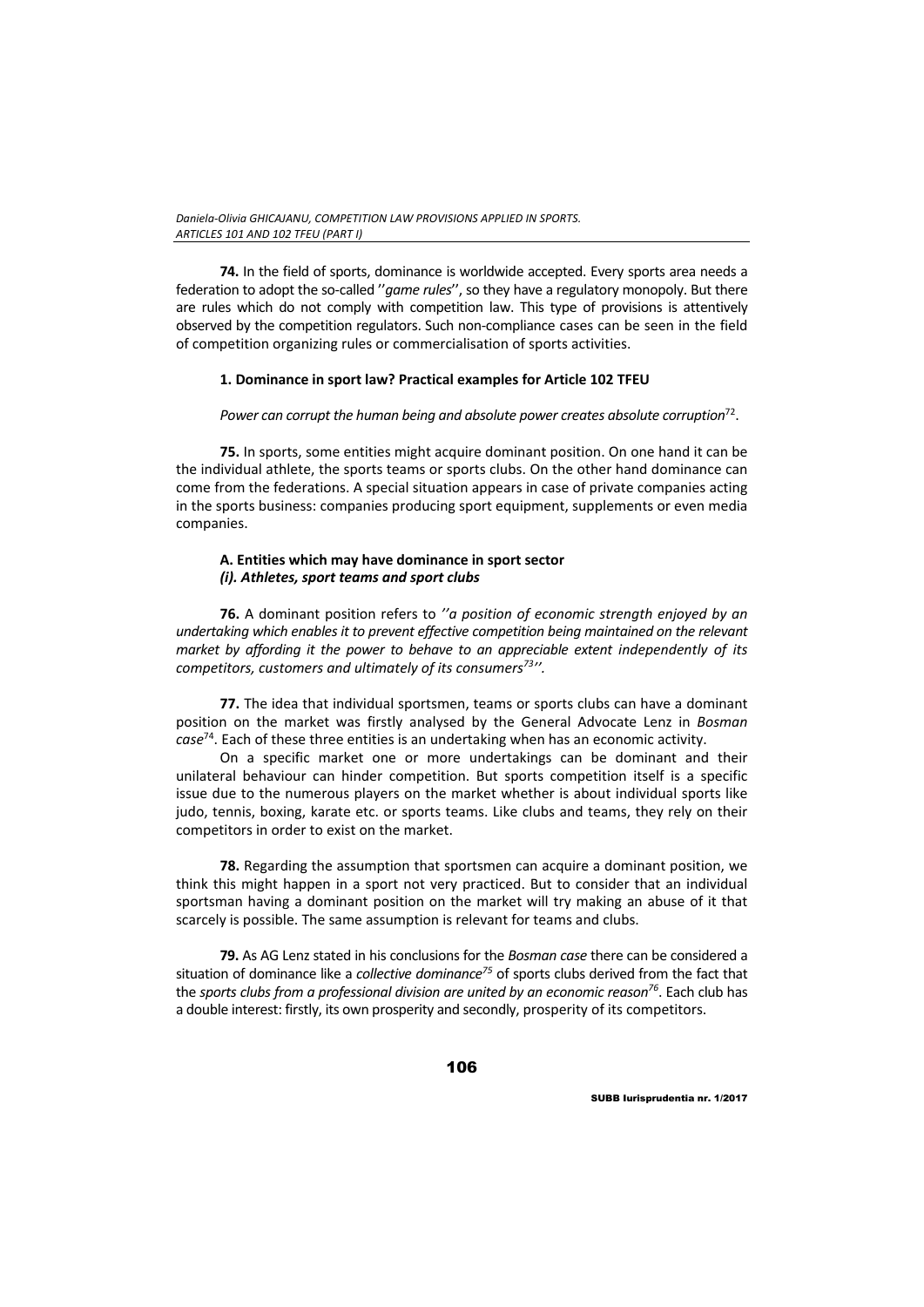**74.** In the field of sports, dominance is worldwide accepted. Every sports area needs a federation to adopt the so-called ''*game rules*'', so they have a regulatory monopoly. But there are rules which do not comply with competition law. This type of provisions is attentively observed by the competition regulators. Such non-compliance cases can be seen in the field of competition organizing rules or commercialisation of sports activities.

### 1. Dominance in sport law? Practical examples for Article 102 TFEU

*Power can corrupt the human being and absolute power creates absolute corruption*[72].

**75.** In sports, some entities might acquire dominant position. On one hand it can be the individual athlete, the sports teams or sports clubs. On the other hand dominance can come from the federations. A special situation appears in case of private companies acting in the sports business: companies producing sport equipment, supplements or even media companies.

#### A. Entities which may have dominance in sport sector
#### *(i). Athletes, sport teams and sport clubs*

**76.** A dominant position refers to *''a position of economic strength enjoyed by an undertaking which enables it to prevent effective competition being maintained on the relevant market by affording it the power to behave to an appreciable extent independently of its competitors, customers and ultimately of its consumers*[73]*''*.

**77.** The idea that individual sportsmen, teams or sports clubs can have a dominant position on the market was firstly analysed by the General Advocate Lenz in *Bosman case*[74]. Each of these three entities is an undertaking when has an economic activity.

On a specific market one or more undertakings can be dominant and their unilateral behaviour can hinder competition. But sports competition itself is a specific issue due to the numerous players on the market whether is about individual sports like judo, tennis, boxing, karate etc. or sports teams. Like clubs and teams, they rely on their competitors in order to exist on the market.

**78.** Regarding the assumption that sportsmen can acquire a dominant position, we think this might happen in a sport not very practiced. But to consider that an individual sportsman having a dominant position on the market will try making an abuse of it that scarcely is possible. The same assumption is relevant for teams and clubs.

**79.** As AG Lenz stated in his conclusions for the *Bosman case* there can be considered a situation of dominance like a *collective dominance*[75] of sports clubs derived from the fact that the *sports clubs from a professional division are united by an economic reason*[76]. Each club has a double interest: firstly, its own prosperity and secondly, prosperity of its competitors.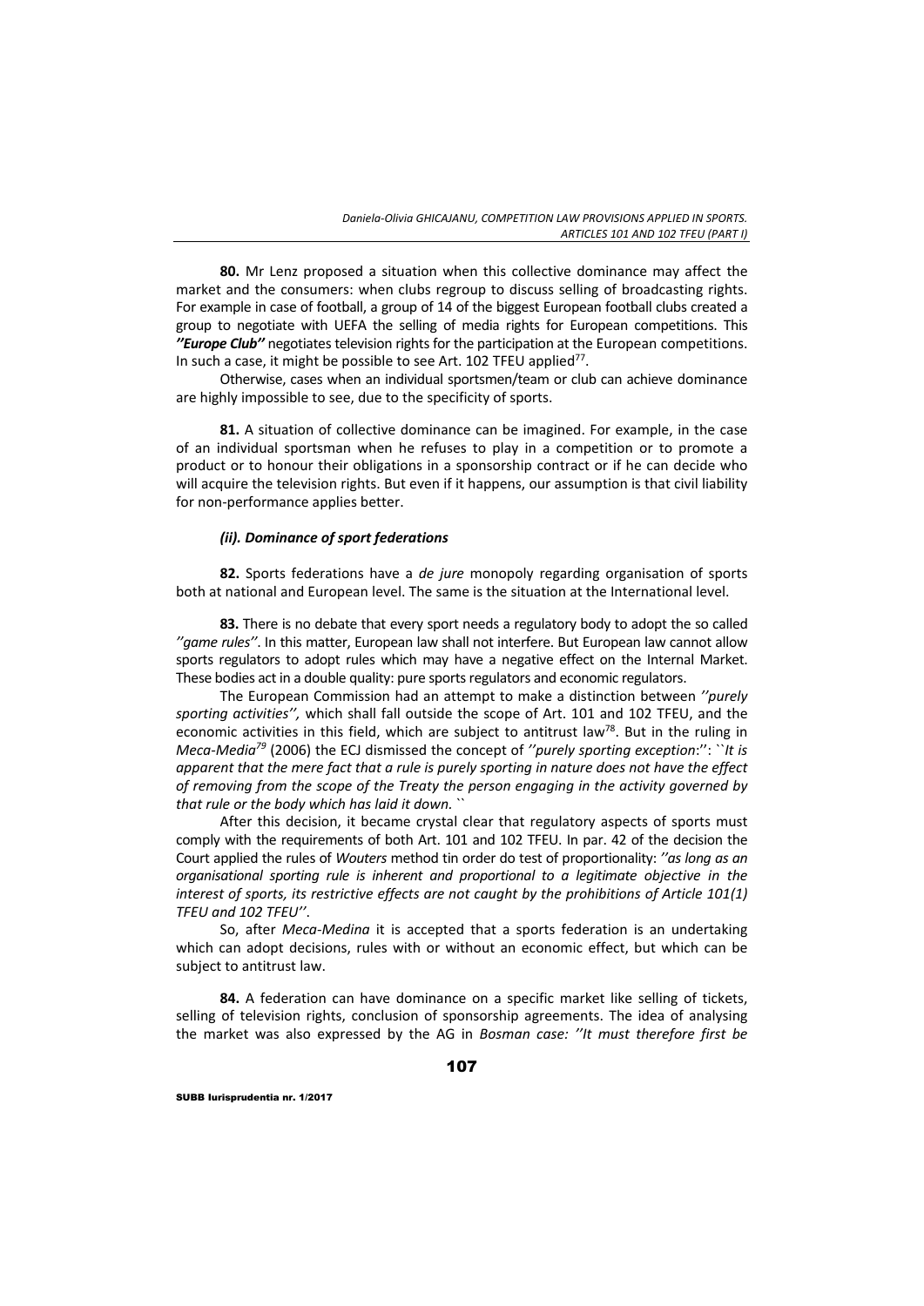**80.** Mr Lenz proposed a situation when this collective dominance may affect the market and the consumers: when clubs regroup to discuss selling of broadcasting rights. For example in case of football, a group of 14 of the biggest European football clubs created a group to negotiate with UEFA the selling of media rights for European competitions. This ***''Europe Club''*** negotiates television rights for the participation at the European competitions. In such a case, it might be possible to see Art. 102 TFEU applied[77].

Otherwise, cases when an individual sportsmen/team or club can achieve dominance are highly impossible to see, due to the specificity of sports.

**81.** A situation of collective dominance can be imagined. For example, in the case of an individual sportsman when he refuses to play in a competition or to promote a product or to honour their obligations in a sponsorship contract or if he can decide who will acquire the television rights. But even if it happens, our assumption is that civil liability for non-performance applies better.

***(ii). Dominance of sport federations***

**82.** Sports federations have a *de jure* monopoly regarding organisation of sports both at national and European level. The same is the situation at the International level.

**83.** There is no debate that every sport needs a regulatory body to adopt the so called *''game rules''*. In this matter, European law shall not interfere. But European law cannot allow sports regulators to adopt rules which may have a negative effect on the Internal Market. These bodies act in a double quality: pure sports regulators and economic regulators.

The European Commission had an attempt to make a distinction between *''purely sporting activities'',* which shall fall outside the scope of Art. 101 and 102 TFEU, and the economic activities in this field, which are subject to antitrust law[78]. But in the ruling in *Meca-Media*[79] (2006) the ECJ dismissed the concept of *''purely sporting exception*:'': ``*It is apparent that the mere fact that a rule is purely sporting in nature does not have the effect of removing from the scope of the Treaty the person engaging in the activity governed by that rule or the body which has laid it down.* ``

After this decision, it became crystal clear that regulatory aspects of sports must comply with the requirements of both Art. 101 and 102 TFEU. In par. 42 of the decision the Court applied the rules of *Wouters* method tin order do test of proportionality: *''as long as an organisational sporting rule is inherent and proportional to a legitimate objective in the interest of sports, its restrictive effects are not caught by the prohibitions of Article 101(1) TFEU and 102 TFEU''*.

So, after *Meca-Medina* it is accepted that a sports federation is an undertaking which can adopt decisions, rules with or without an economic effect, but which can be subject to antitrust law.

**84.** A federation can have dominance on a specific market like selling of tickets, selling of television rights, conclusion of sponsorship agreements. The idea of analysing the market was also expressed by the AG in *Bosman case: ''It must therefore first be*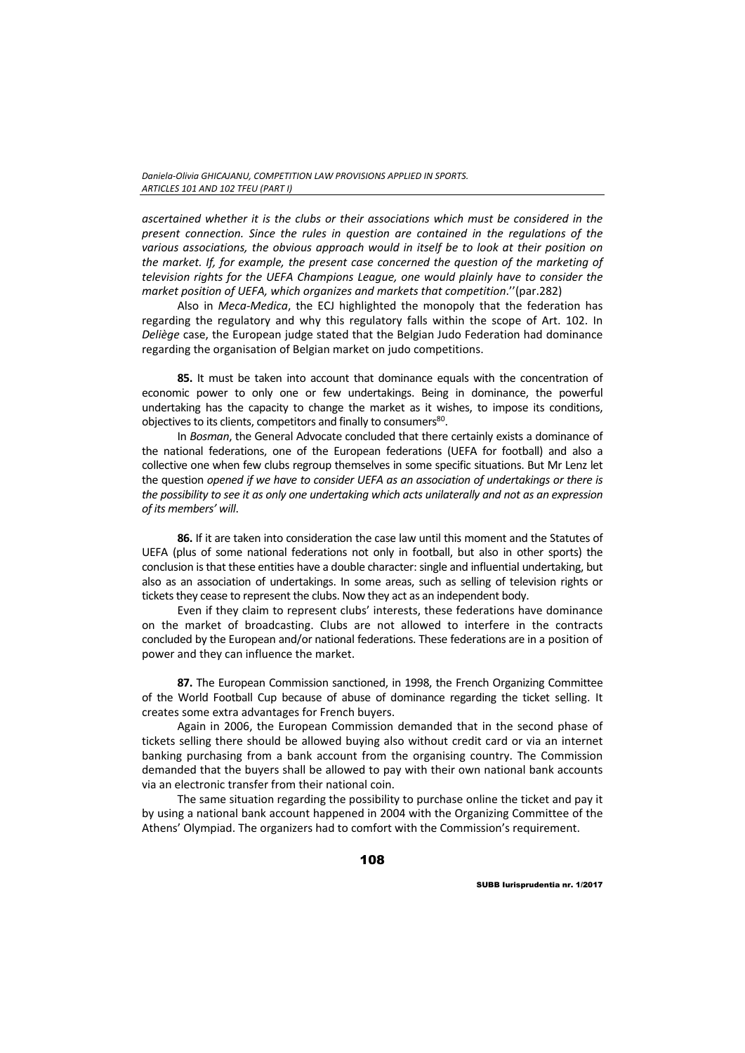*ascertained whether it is the clubs or their associations which must be considered in the present connection. Since the rules in question are contained in the regulations of the various associations, the obvious approach would in itself be to look at their position on the market. If, for example, the present case concerned the question of the marketing of television rights for the UEFA Champions League, one would plainly have to consider the market position of UEFA, which organizes and markets that competition.*''(par.282)

Also in *Meca-Medica*, the ECJ highlighted the monopoly that the federation has regarding the regulatory and why this regulatory falls within the scope of Art. 102. In *Deliège* case, the European judge stated that the Belgian Judo Federation had dominance regarding the organisation of Belgian market on judo competitions.

**85.** It must be taken into account that dominance equals with the concentration of economic power to only one or few undertakings. Being in dominance, the powerful undertaking has the capacity to change the market as it wishes, to impose its conditions, objectives to its clients, competitors and finally to consumers[80].

In *Bosman*, the General Advocate concluded that there certainly exists a dominance of the national federations, one of the European federations (UEFA for football) and also a collective one when few clubs regroup themselves in some specific situations. But Mr Lenz let the question *opened if we have to consider UEFA as an association of undertakings or there is the possibility to see it as only one undertaking which acts unilaterally and not as an expression of its members' will*.

**86.** If it are taken into consideration the case law until this moment and the Statutes of UEFA (plus of some national federations not only in football, but also in other sports) the conclusion is that these entities have a double character: single and influential undertaking, but also as an association of undertakings. In some areas, such as selling of television rights or tickets they cease to represent the clubs. Now they act as an independent body.

Even if they claim to represent clubs' interests, these federations have dominance on the market of broadcasting. Clubs are not allowed to interfere in the contracts concluded by the European and/or national federations. These federations are in a position of power and they can influence the market.

**87.** The European Commission sanctioned, in 1998, the French Organizing Committee of the World Football Cup because of abuse of dominance regarding the ticket selling. It creates some extra advantages for French buyers.

Again in 2006, the European Commission demanded that in the second phase of tickets selling there should be allowed buying also without credit card or via an internet banking purchasing from a bank account from the organising country. The Commission demanded that the buyers shall be allowed to pay with their own national bank accounts via an electronic transfer from their national coin.

The same situation regarding the possibility to purchase online the ticket and pay it by using a national bank account happened in 2004 with the Organizing Committee of the Athens' Olympiad. The organizers had to comfort with the Commission's requirement.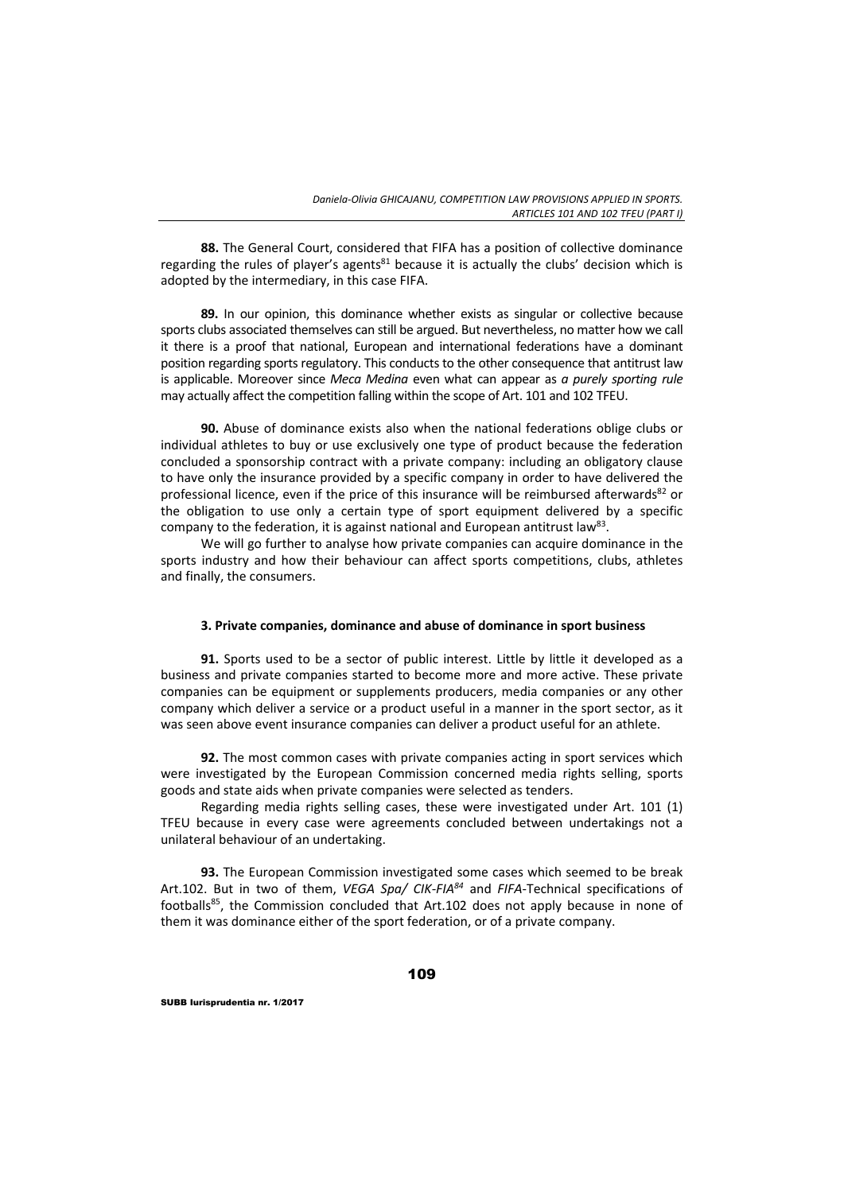**88.** The General Court, considered that FIFA has a position of collective dominance regarding the rules of player's agents[81] because it is actually the clubs' decision which is adopted by the intermediary, in this case FIFA.

**89.** In our opinion, this dominance whether exists as singular or collective because sports clubs associated themselves can still be argued. But nevertheless, no matter how we call it there is a proof that national, European and international federations have a dominant position regarding sports regulatory. This conducts to the other consequence that antitrust law is applicable. Moreover since *Meca Medina* even what can appear as *a purely sporting rule* may actually affect the competition falling within the scope of Art. 101 and 102 TFEU.

**90.** Abuse of dominance exists also when the national federations oblige clubs or individual athletes to buy or use exclusively one type of product because the federation concluded a sponsorship contract with a private company: including an obligatory clause to have only the insurance provided by a specific company in order to have delivered the professional licence, even if the price of this insurance will be reimbursed afterwards[82] or the obligation to use only a certain type of sport equipment delivered by a specific company to the federation, it is against national and European antitrust law[83].

We will go further to analyse how private companies can acquire dominance in the sports industry and how their behaviour can affect sports competitions, clubs, athletes and finally, the consumers.

### 3. Private companies, dominance and abuse of dominance in sport business

**91.** Sports used to be a sector of public interest. Little by little it developed as a business and private companies started to become more and more active. These private companies can be equipment or supplements producers, media companies or any other company which deliver a service or a product useful in a manner in the sport sector, as it was seen above event insurance companies can deliver a product useful for an athlete.

**92.** The most common cases with private companies acting in sport services which were investigated by the European Commission concerned media rights selling, sports goods and state aids when private companies were selected as tenders.

Regarding media rights selling cases, these were investigated under Art. 101 (1) TFEU because in every case were agreements concluded between undertakings not a unilateral behaviour of an undertaking.

**93.** The European Commission investigated some cases which seemed to be break Art.102. But in two of them, *VEGA Spa/ CIK-FIA*[84] and *FIFA*-Technical specifications of footballs[85], the Commission concluded that Art.102 does not apply because in none of them it was dominance either of the sport federation, or of a private company.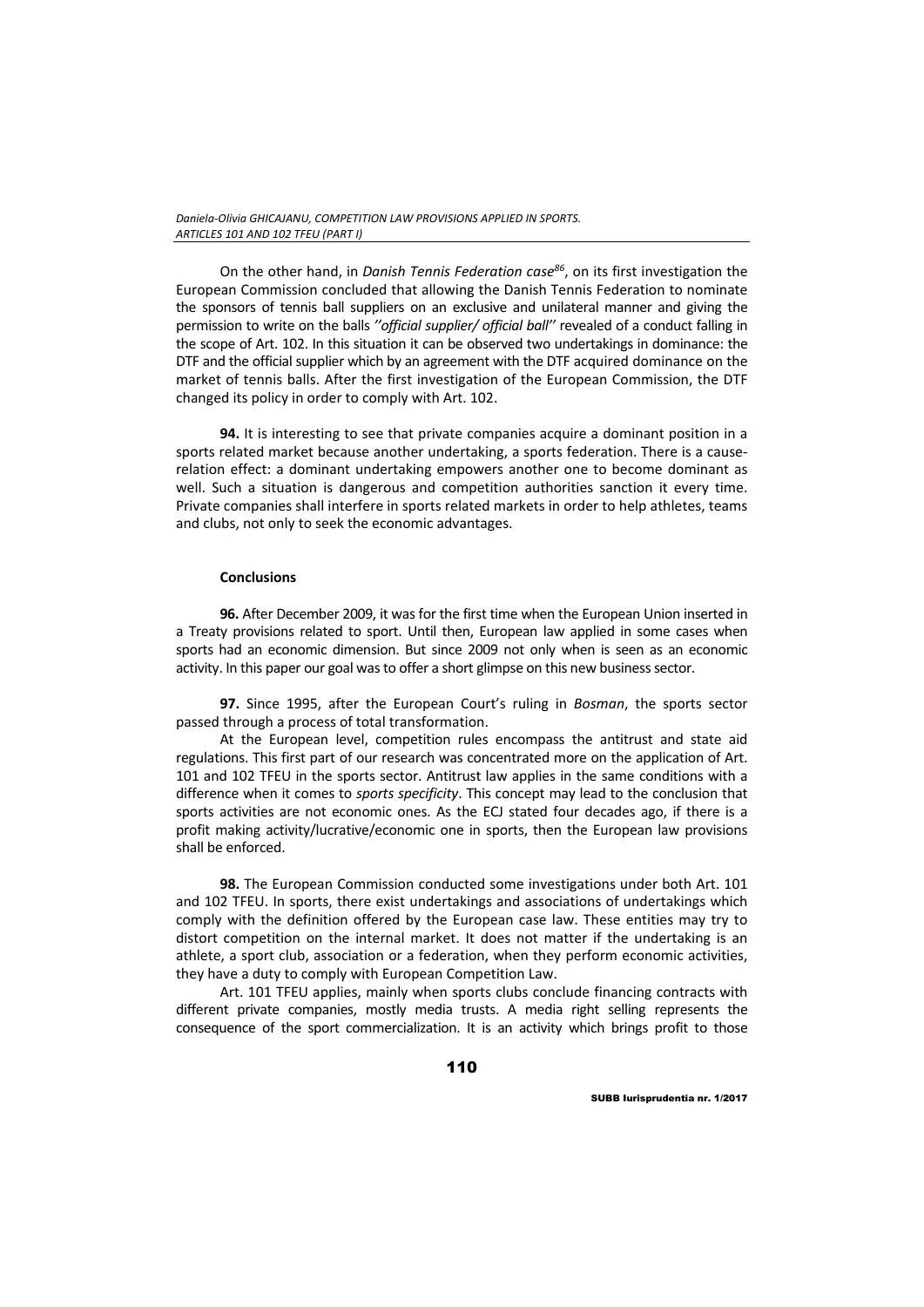On the other hand, in *Danish Tennis Federation case*[86], on its first investigation the European Commission concluded that allowing the Danish Tennis Federation to nominate the sponsors of tennis ball suppliers on an exclusive and unilateral manner and giving the permission to write on the balls *''official supplier/ official ball''* revealed of a conduct falling in the scope of Art. 102. In this situation it can be observed two undertakings in dominance: the DTF and the official supplier which by an agreement with the DTF acquired dominance on the market of tennis balls. After the first investigation of the European Commission, the DTF changed its policy in order to comply with Art. 102.

**94.** It is interesting to see that private companies acquire a dominant position in a sports related market because another undertaking, a sports federation. There is a cause-relation effect: a dominant undertaking empowers another one to become dominant as well. Such a situation is dangerous and competition authorities sanction it every time. Private companies shall interfere in sports related markets in order to help athletes, teams and clubs, not only to seek the economic advantages.

**Conclusions**

**96.** After December 2009, it was for the first time when the European Union inserted in a Treaty provisions related to sport. Until then, European law applied in some cases when sports had an economic dimension. But since 2009 not only when is seen as an economic activity. In this paper our goal was to offer a short glimpse on this new business sector.

**97.** Since 1995, after the European Court's ruling in *Bosman*, the sports sector passed through a process of total transformation.

At the European level, competition rules encompass the antitrust and state aid regulations. This first part of our research was concentrated more on the application of Art. 101 and 102 TFEU in the sports sector. Antitrust law applies in the same conditions with a difference when it comes to *sports specificity*. This concept may lead to the conclusion that sports activities are not economic ones. As the ECJ stated four decades ago, if there is a profit making activity/lucrative/economic one in sports, then the European law provisions shall be enforced.

**98.** The European Commission conducted some investigations under both Art. 101 and 102 TFEU. In sports, there exist undertakings and associations of undertakings which comply with the definition offered by the European case law. These entities may try to distort competition on the internal market. It does not matter if the undertaking is an athlete, a sport club, association or a federation, when they perform economic activities, they have a duty to comply with European Competition Law.

Art. 101 TFEU applies, mainly when sports clubs conclude financing contracts with different private companies, mostly media trusts. A media right selling represents the consequence of the sport commercialization. It is an activity which brings profit to those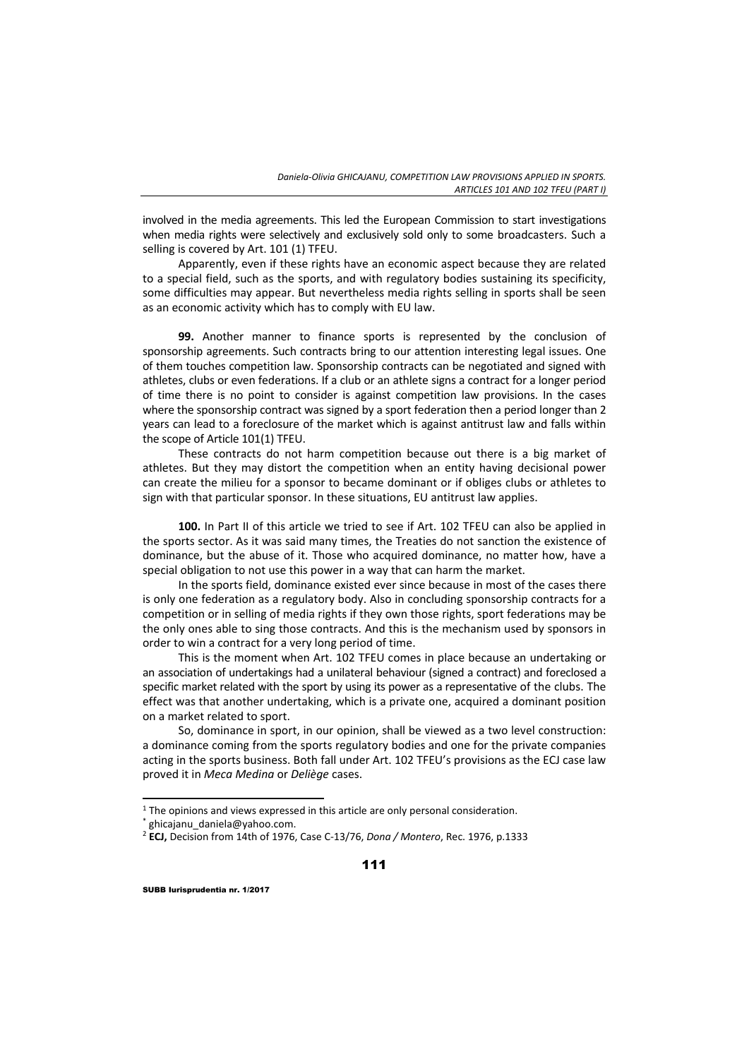involved in the media agreements. This led the European Commission to start investigations when media rights were selectively and exclusively sold only to some broadcasters. Such a selling is covered by Art. 101 (1) TFEU.

Apparently, even if these rights have an economic aspect because they are related to a special field, such as the sports, and with regulatory bodies sustaining its specificity, some difficulties may appear. But nevertheless media rights selling in sports shall be seen as an economic activity which has to comply with EU law.

**99.** Another manner to finance sports is represented by the conclusion of sponsorship agreements. Such contracts bring to our attention interesting legal issues. One of them touches competition law. Sponsorship contracts can be negotiated and signed with athletes, clubs or even federations. If a club or an athlete signs a contract for a longer period of time there is no point to consider is against competition law provisions. In the cases where the sponsorship contract was signed by a sport federation then a period longer than 2 years can lead to a foreclosure of the market which is against antitrust law and falls within the scope of Article 101(1) TFEU.

These contracts do not harm competition because out there is a big market of athletes. But they may distort the competition when an entity having decisional power can create the milieu for a sponsor to became dominant or if obliges clubs or athletes to sign with that particular sponsor. In these situations, EU antitrust law applies.

**100.** In Part II of this article we tried to see if Art. 102 TFEU can also be applied in the sports sector. As it was said many times, the Treaties do not sanction the existence of dominance, but the abuse of it. Those who acquired dominance, no matter how, have a special obligation to not use this power in a way that can harm the market.

In the sports field, dominance existed ever since because in most of the cases there is only one federation as a regulatory body. Also in concluding sponsorship contracts for a competition or in selling of media rights if they own those rights, sport federations may be the only ones able to sing those contracts. And this is the mechanism used by sponsors in order to win a contract for a very long period of time.

This is the moment when Art. 102 TFEU comes in place because an undertaking or an association of undertakings had a unilateral behaviour (signed a contract) and foreclosed a specific market related with the sport by using its power as a representative of the clubs. The effect was that another undertaking, which is a private one, acquired a dominant position on a market related to sport.

So, dominance in sport, in our opinion, shall be viewed as a two level construction: a dominance coming from the sports regulatory bodies and one for the private companies acting in the sports business. Both fall under Art. 102 TFEU's provisions as the ECJ case law proved it in *Meca Medina* or *Deliège* cases.

---

[1] The opinions and views expressed in this article are only personal consideration.

[*] ghicajanu_daniela@yahoo.com.

[2] **ECJ,** Decision from 14th of 1976, Case C-13/76, *Dona / Montero*, Rec. 1976, p.1333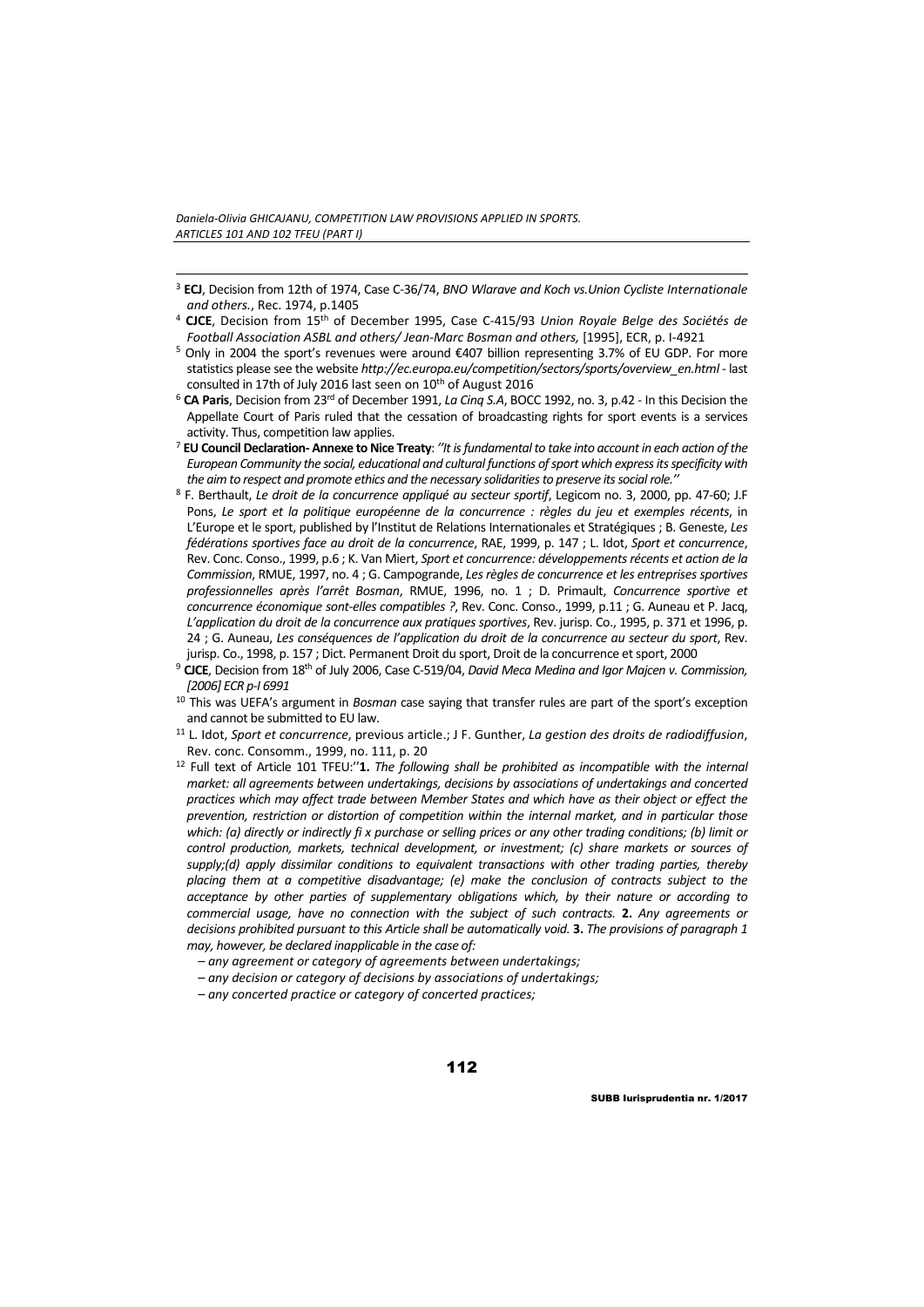[3] **ECJ**, Decision from 12th of 1974, Case C-36/74, *BNO Wlarave and Koch vs.Union Cycliste Internationale and others.*, Rec. 1974, p.1405

[4] **CJCE**, Decision from 15th of December 1995, Case C-415/93 *Union Royale Belge des Sociétés de Football Association ASBL and others/ Jean-Marc Bosman and others,* [1995], ECR, p. I-4921

[5] Only in 2004 the sport's revenues were around €407 billion representing 3.7% of EU GDP. For more statistics please see the website *http://ec.europa.eu/competition/sectors/sports/overview_en.html* - last consulted in 17th of July 2016 last seen on 10th of August 2016

[6] **CA Paris**, Decision from 23rd of December 1991, *La Cinq S.A*, BOCC 1992, no. 3, p.42 - In this Decision the Appellate Court of Paris ruled that the cessation of broadcasting rights for sport events is a services activity. Thus, competition law applies.

[7] **EU Council Declaration- Annexe to Nice Treaty**: *''It is fundamental to take into account in each action of the European Community the social, educational and cultural functions of sport which express its specificity with the aim to respect and promote ethics and the necessary solidarities to preserve its social role.''*

[8] F. Berthault, *Le droit de la concurrence appliqué au secteur sportif*, Legicom no. 3, 2000, pp. 47-60; J.F Pons, *Le sport et la politique européenne de la concurrence : règles du jeu et exemples récents*, in L'Europe et le sport, published by l'Institut de Relations Internationales et Stratégiques ; B. Geneste, *Les fédérations sportives face au droit de la concurrence*, RAE, 1999, p. 147 ; L. Idot, *Sport et concurrence*, Rev. Conc. Conso., 1999, p.6 ; K. Van Miert, *Sport et concurrence: développements récents et action de la Commission*, RMUE, 1997, no. 4 ; G. Campogrande, *Les règles de concurrence et les entreprises sportives professionnelles après l'arrêt Bosman*, RMUE, 1996, no. 1 ; D. Primault, *Concurrence sportive et concurrence économique sont-elles compatibles ?*, Rev. Conc. Conso., 1999, p.11 ; G. Auneau et P. Jacq, *L'application du droit de la concurrence aux pratiques sportives*, Rev. jurisp. Co., 1995, p. 371 et 1996, p. 24 ; G. Auneau, *Les conséquences de l'application du droit de la concurrence au secteur du sport*, Rev. jurisp. Co., 1998, p. 157 ; Dict. Permanent Droit du sport, Droit de la concurrence et sport, 2000

[9] **CJCE**, Decision from 18th of July 2006, Case C-519/04, *David Meca Medina and Igor Majcen v. Commission, [2006] ECR p-I 6991*

[10] This was UEFA's argument in *Bosman* case saying that transfer rules are part of the sport's exception and cannot be submitted to EU law.

[11] L. Idot, *Sport et concurrence*, previous article.; J F. Gunther, *La gestion des droits de radiodiffusion*, Rev. conc. Consomm., 1999, no. 111, p. 20

[12] Full text of Article 101 TFEU:''**1.** *The following shall be prohibited as incompatible with the internal market: all agreements between undertakings, decisions by associations of undertakings and concerted practices which may affect trade between Member States and which have as their object or effect the prevention, restriction or distortion of competition within the internal market, and in particular those which: (a) directly or indirectly fi x purchase or selling prices or any other trading conditions; (b) limit or control production, markets, technical development, or investment; (c) share markets or sources of supply;(d) apply dissimilar conditions to equivalent transactions with other trading parties, thereby placing them at a competitive disadvantage; (e) make the conclusion of contracts subject to the acceptance by other parties of supplementary obligations which, by their nature or according to commercial usage, have no connection with the subject of such contracts.* **2.** *Any agreements or decisions prohibited pursuant to this Article shall be automatically void.* **3.** *The provisions of paragraph 1 may, however, be declared inapplicable in the case of:*

*– any agreement or category of agreements between undertakings;*

*– any decision or category of decisions by associations of undertakings;*

*– any concerted practice or category of concerted practices;*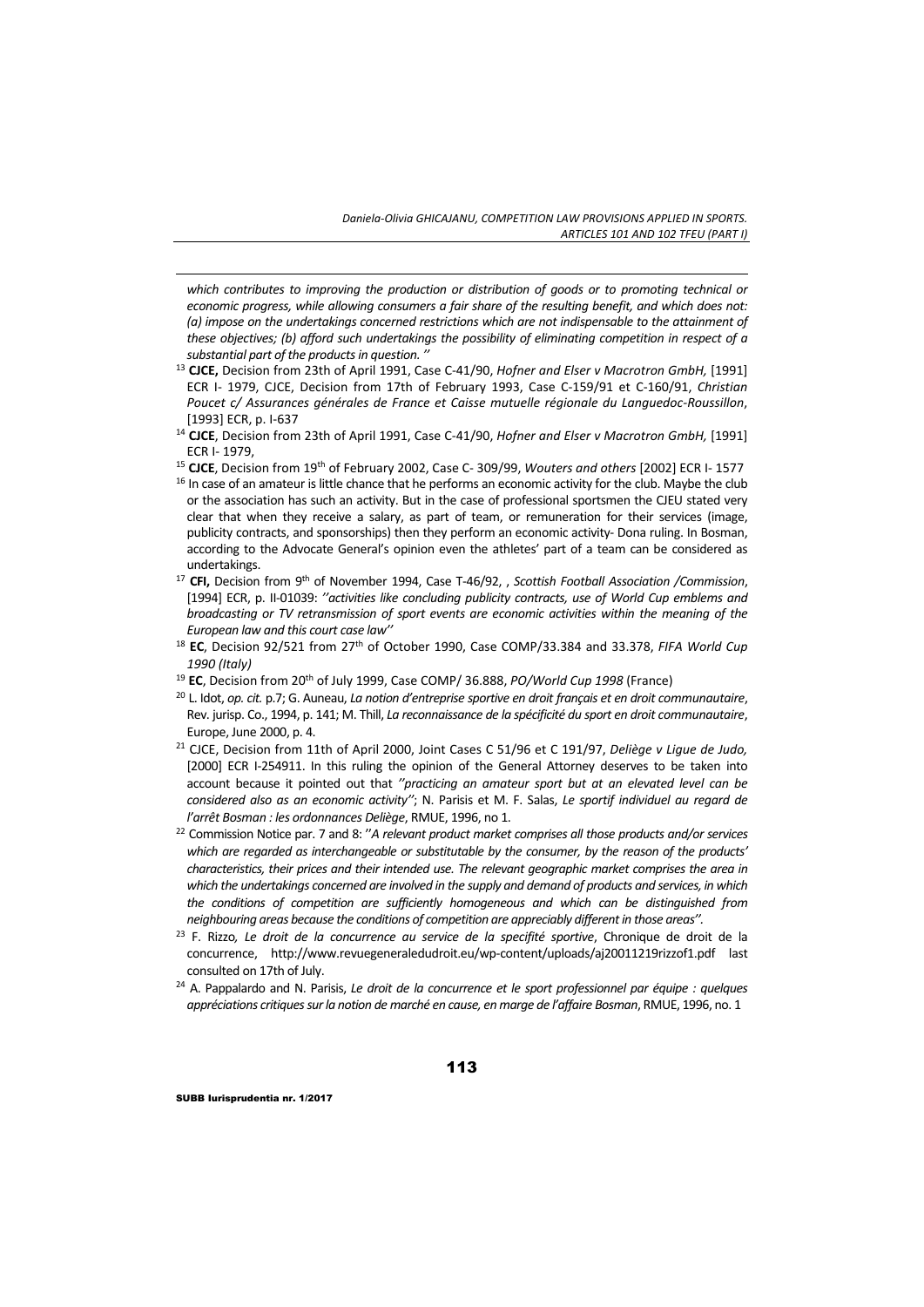*which contributes to improving the production or distribution of goods or to promoting technical or economic progress, while allowing consumers a fair share of the resulting benefit, and which does not: (a) impose on the undertakings concerned restrictions which are not indispensable to the attainment of these objectives; (b) afford such undertakings the possibility of eliminating competition in respect of a substantial part of the products in question. ''*

[13] **CJCE,** Decision from 23th of April 1991, Case C-41/90, *Hofner and Elser v Macrotron GmbH,* [1991] ECR I- 1979, CJCE, Decision from 17th of February 1993, Case C-159/91 et C-160/91, *Christian Poucet c/ Assurances générales de France et Caisse mutuelle régionale du Languedoc-Roussillon*, [1993] ECR, p. I-637

[14] **CJCE**, Decision from 23th of April 1991, Case C-41/90, *Hofner and Elser v Macrotron GmbH,* [1991] ECR I- 1979,

[15] **CJCE**, Decision from 19th of February 2002, Case C- 309/99, *Wouters and others* [2002] ECR I- 1577

[16] In case of an amateur is little chance that he performs an economic activity for the club. Maybe the club or the association has such an activity. But in the case of professional sportsmen the CJEU stated very clear that when they receive a salary, as part of team, or remuneration for their services (image, publicity contracts, and sponsorships) then they perform an economic activity- Dona ruling. In Bosman, according to the Advocate General's opinion even the athletes' part of a team can be considered as undertakings.

[17] **CFI,** Decision from 9th of November 1994, Case T-46/92, , *Scottish Football Association /Commission*, [1994] ECR, p. II-01039: *''activities like concluding publicity contracts, use of World Cup emblems and broadcasting or TV retransmission of sport events are economic activities within the meaning of the European law and this court case law''*

[18] **EC**, Decision 92/521 from 27th of October 1990, Case COMP/33.384 and 33.378, *FIFA World Cup 1990 (Italy)*

[19] **EC**, Decision from 20th of July 1999, Case COMP/ 36.888, *PO/World Cup 1998* (France)

[20] L. Idot, *op. cit.* p.7; G. Auneau, *La notion d'entreprise sportive en droit français et en droit communautaire*, Rev. jurisp. Co., 1994, p. 141; M. Thill, *La reconnaissance de la spécificité du sport en droit communautaire*, Europe, June 2000, p. 4.

[21] CJCE, Decision from 11th of April 2000, Joint Cases C 51/96 et C 191/97, *Deliège v Ligue de Judo,* [2000] ECR I-254911. In this ruling the opinion of the General Attorney deserves to be taken into account because it pointed out that *''practicing an amateur sport but at an elevated level can be considered also as an economic activity''*; N. Parisis et M. F. Salas, *Le sportif individuel au regard de l'arrêt Bosman : les ordonnances Deliège*, RMUE, 1996, no 1.

[22] Commission Notice par. 7 and 8: ''*A relevant product market comprises all those products and/or services which are regarded as interchangeable or substitutable by the consumer, by the reason of the products' characteristics, their prices and their intended use. The relevant geographic market comprises the area in which the undertakings concerned are involved in the supply and demand of products and services, in which the conditions of competition are sufficiently homogeneous and which can be distinguished from neighbouring areas because the conditions of competition are appreciably different in those areas''.*

[23] F. Rizzo*, Le droit de la concurrence au service de la specifité sportive*, Chronique de droit de la concurrence, http://www.revuegeneraledudroit.eu/wp-content/uploads/aj20011219rizzof1.pdf last consulted on 17th of July.

[24] A. Pappalardo and N. Parisis, *Le droit de la concurrence et le sport professionnel par équipe : quelques appréciations critiques sur la notion de marché en cause, en marge de l'affaire Bosman*, RMUE, 1996, no. 1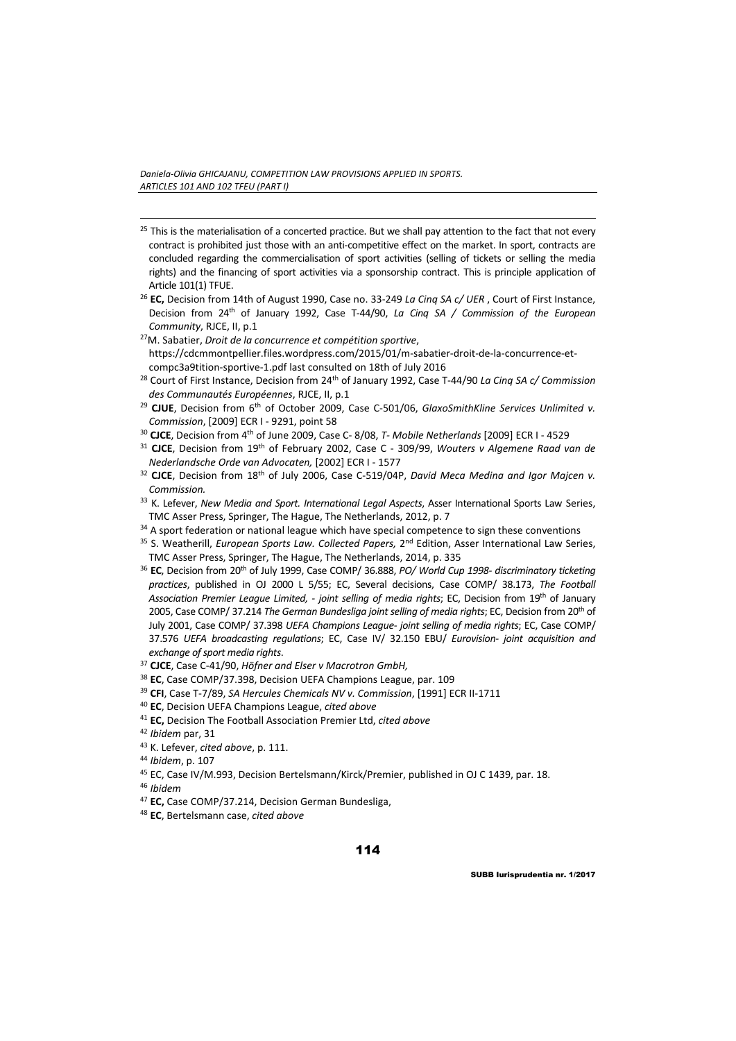[25] This is the materialisation of a concerted practice. But we shall pay attention to the fact that not every contract is prohibited just those with an anti-competitive effect on the market. In sport, contracts are concluded regarding the commercialisation of sport activities (selling of tickets or selling the media rights) and the financing of sport activities via a sponsorship contract. This is principle application of Article 101(1) TFUE.

[26] **EC,** Decision from 14th of August 1990, Case no. 33-249 *La Cinq SA c/ UER* , Court of First Instance, Decision from 24th of January 1992, Case T-44/90, *La Cinq SA / Commission of the European Community*, RJCE, II, p.1

[27] M. Sabatier, *Droit de la concurrence et compétition sportive*, https://cdcmmontpellier.files.wordpress.com/2015/01/m-sabatier-droit-de-la-concurrence-et-compc3a9tition-sportive-1.pdf last consulted on 18th of July 2016

[28] Court of First Instance, Decision from 24th of January 1992, Case T-44/90 *La Cinq SA c/ Commission des Communautés Européennes*, RJCE, II, p.1

[29] **CJUE**, Decision from 6th of October 2009, Case C-501/06, *GlaxoSmithKline Services Unlimited v. Commission*, [2009] ECR I - 9291, point 58

[30] **CJCE**, Decision from 4th of June 2009, Case C- 8/08, *T- Mobile Netherlands* [2009] ECR I - 4529

[31] **CJCE**, Decision from 19th of February 2002, Case C - 309/99, *Wouters v Algemene Raad van de Nederlandsche Orde van Advocaten,* [2002] ECR I - 1577

[32] **CJCE**, Decision from 18th of July 2006, Case C-519/04P, *David Meca Medina and Igor Majcen v. Commission.*

[33] K. Lefever, *New Media and Sport. International Legal Aspects*, Asser International Sports Law Series, TMC Asser Press, Springer, The Hague, The Netherlands, 2012, p. 7

[34] A sport federation or national league which have special competence to sign these conventions

[35] S. Weatherill, *European Sports Law. Collected Papers,* 2nd Edition, Asser International Law Series, TMC Asser Press, Springer, The Hague, The Netherlands, 2014, p. 335

[36] **EC**, Decision from 20th of July 1999, Case COMP/ 36.888, *PO/ World Cup 1998- discriminatory ticketing practices*, published in OJ 2000 L 5/55; EC, Several decisions, Case COMP/ 38.173, *The Football Association Premier League Limited, - joint selling of media rights*; EC, Decision from 19th of January 2005, Case COMP/ 37.214 *The German Bundesliga joint selling of media rights*; EC, Decision from 20th of July 2001, Case COMP/ 37.398 *UEFA Champions League- joint selling of media rights*; EC, Case COMP/ 37.576 *UEFA broadcasting regulations*; EC, Case IV/ 32.150 EBU/ *Eurovision- joint acquisition and exchange of sport media rights*.

[37] **CJCE**, Case C-41/90, *Höfner and Elser v Macrotron GmbH,*

[38] **EC**, Case COMP/37.398, Decision UEFA Champions League, par. 109

[39] **CFI**, Case T-7/89, *SA Hercules Chemicals NV v. Commission*, [1991] ECR II-1711

[40] **EC**, Decision UEFA Champions League, *cited above*

[41] **EC,** Decision The Football Association Premier Ltd, *cited above*

[42] *Ibidem* par, 31

[43] K. Lefever, *cited above*, p. 111.

[44] *Ibidem*, p. 107

[45] EC, Case IV/M.993, Decision Bertelsmann/Kirck/Premier, published in OJ C 1439, par. 18.

[46] *Ibidem*

[47] **EC,** Case COMP/37.214, Decision German Bundesliga,

[48] **EC**, Bertelsmann case, *cited above*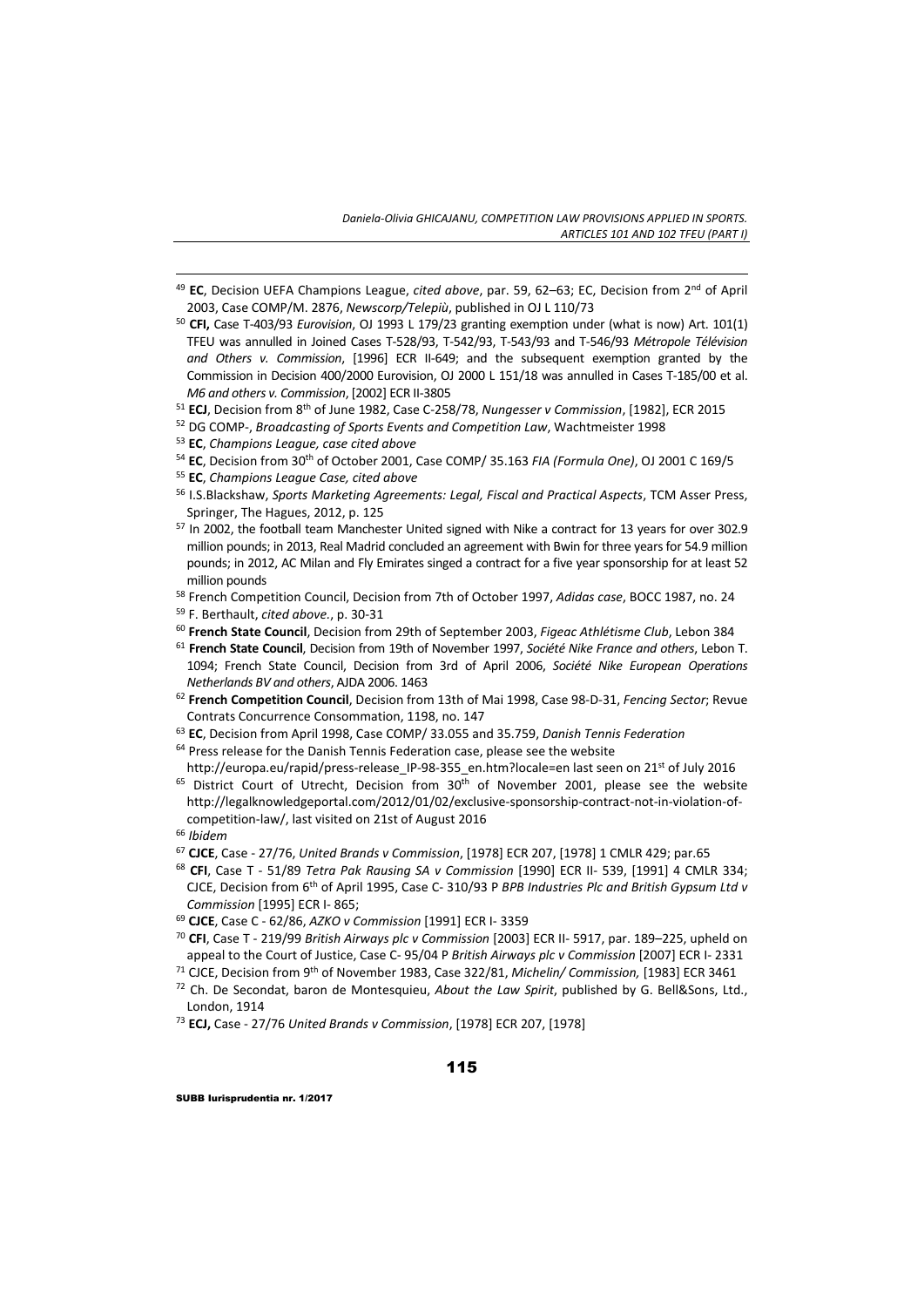[49] **EC**, Decision UEFA Champions League, *cited above*, par. 59, 62–63; EC, Decision from 2nd of April 2003, Case COMP/M. 2876, *Newscorp/Telepiù*, published in OJ L 110/73

[50] **CFI,** Case T-403/93 *Eurovision*, OJ 1993 L 179/23 granting exemption under (what is now) Art. 101(1) TFEU was annulled in Joined Cases T-528/93, T-542/93, T-543/93 and T-546/93 *Métropole Télévision and Others v. Commission*, [1996] ECR II-649; and the subsequent exemption granted by the Commission in Decision 400/2000 Eurovision, OJ 2000 L 151/18 was annulled in Cases T-185/00 et al. *M6 and others v. Commission*, [2002] ECR II-3805

[51] **ECJ**, Decision from 8th of June 1982, Case C-258/78, *Nungesser v Commission*, [1982], ECR 2015

[52] DG COMP-, *Broadcasting of Sports Events and Competition Law*, Wachtmeister 1998

[53] **EC**, *Champions League, case cited above*

[54] **EC**, Decision from 30th of October 2001, Case COMP/ 35.163 *FIA (Formula One)*, OJ 2001 C 169/5

[55] **EC**, *Champions League Case, cited above*

[56] I.S.Blackshaw, *Sports Marketing Agreements: Legal, Fiscal and Practical Aspects*, TCM Asser Press, Springer, The Hagues, 2012, p. 125

[57] In 2002, the football team Manchester United signed with Nike a contract for 13 years for over 302.9 million pounds; in 2013, Real Madrid concluded an agreement with Bwin for three years for 54.9 million pounds; in 2012, AC Milan and Fly Emirates singed a contract for a five year sponsorship for at least 52 million pounds

[58] French Competition Council, Decision from 7th of October 1997, *Adidas case*, BOCC 1987, no. 24

[59] F. Berthault, *cited above.*, p. 30-31

[60] **French State Council**, Decision from 29th of September 2003, *Figeac Athlétisme Club*, Lebon 384

[61] **French State Council**, Decision from 19th of November 1997, *Société Nike France and others*, Lebon T. 1094; French State Council, Decision from 3rd of April 2006, *Société Nike European Operations Netherlands BV and others*, AJDA 2006. 1463

[62] **French Competition Council**, Decision from 13th of Mai 1998, Case 98-D-31, *Fencing Sector*; Revue Contrats Concurrence Consommation, 1198, no. 147

[63] **EC**, Decision from April 1998, Case COMP/ 33.055 and 35.759, *Danish Tennis Federation*

[64] Press release for the Danish Tennis Federation case, please see the website http://europa.eu/rapid/press-release_IP-98-355_en.htm?locale=en last seen on 21st of July 2016

[65] District Court of Utrecht, Decision from 30th of November 2001, please see the website http://legalknowledgeportal.com/2012/01/02/exclusive-sponsorship-contract-not-in-violation-of-competition-law/, last visited on 21st of August 2016

[66] *Ibidem*

[67] **CJCE**, Case - 27/76, *United Brands v Commission*, [1978] ECR 207, [1978] 1 CMLR 429; par.65

[68] **CFI**, Case T - 51/89 *Tetra Pak Rausing SA v Commission* [1990] ECR II- 539, [1991] 4 CMLR 334; CJCE, Decision from 6th of April 1995, Case C- 310/93 P *BPB Industries Plc and British Gypsum Ltd v Commission* [1995] ECR I- 865;

[69] **CJCE**, Case C - 62/86, *AZKO v Commission* [1991] ECR I- 3359

[70] **CFI**, Case T - 219/99 *British Airways plc v Commission* [2003] ECR II- 5917, par. 189–225, upheld on appeal to the Court of Justice, Case C- 95/04 P *British Airways plc v Commission* [2007] ECR I- 2331

[71] CJCE, Decision from 9th of November 1983, Case 322/81, *Michelin/ Commission,* [1983] ECR 3461

[72] Ch. De Secondat, baron de Montesquieu, *About the Law Spirit*, published by G. Bell&Sons, Ltd., London, 1914

[73] **ECJ,** Case - 27/76 *United Brands v Commission*, [1978] ECR 207, [1978]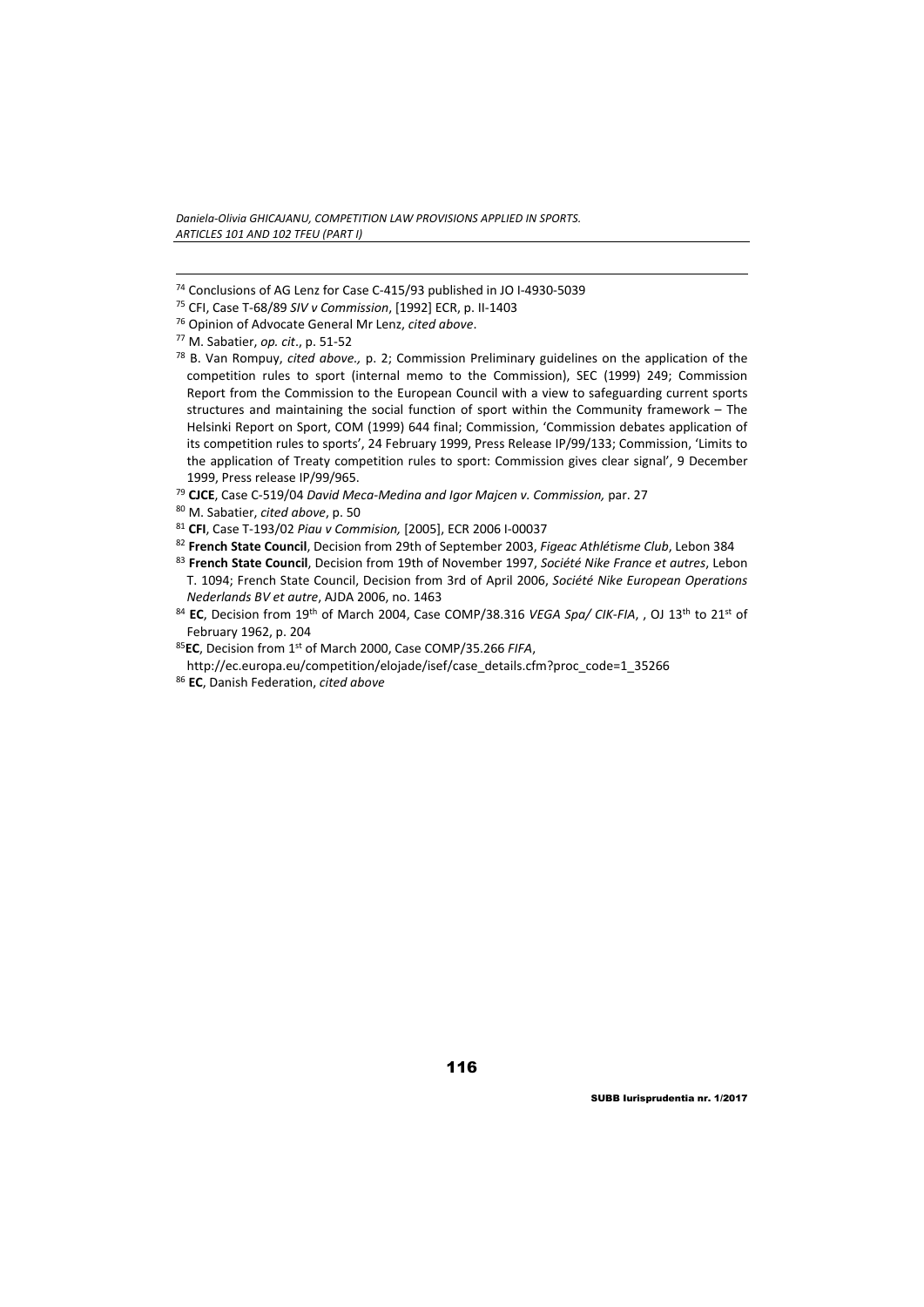[74] Conclusions of AG Lenz for Case C-415/93 published in JO I-4930-5039

[75] CFI, Case T-68/89 *SIV v Commission*, [1992] ECR, p. II-1403

[76] Opinion of Advocate General Mr Lenz, *cited above*.

[77] M. Sabatier, *op. cit*., p. 51-52

[78] B. Van Rompuy, *cited above.,* p. 2; Commission Preliminary guidelines on the application of the competition rules to sport (internal memo to the Commission), SEC (1999) 249; Commission Report from the Commission to the European Council with a view to safeguarding current sports structures and maintaining the social function of sport within the Community framework – The Helsinki Report on Sport, COM (1999) 644 final; Commission, 'Commission debates application of its competition rules to sports', 24 February 1999, Press Release IP/99/133; Commission, 'Limits to the application of Treaty competition rules to sport: Commission gives clear signal', 9 December 1999, Press release IP/99/965.

[79] **CJCE**, Case C-519/04 *David Meca-Medina and Igor Majcen v. Commission,* par. 27

[80] M. Sabatier, *cited above*, p. 50

[81] **CFI**, Case T-193/02 *Piau v Commision,* [2005], ECR 2006 I-00037

[82] **French State Council**, Decision from 29th of September 2003, *Figeac Athlétisme Club*, Lebon 384

[83] **French State Council**, Decision from 19th of November 1997, *Société Nike France et autres*, Lebon T. 1094; French State Council, Decision from 3rd of April 2006, *Société Nike European Operations Nederlands BV et autre*, AJDA 2006, no. 1463

[84] **EC**, Decision from 19th of March 2004, Case COMP/38.316 *VEGA Spa/ CIK-FIA*, , OJ 13th to 21st of February 1962, p. 204

[85] **EC**, Decision from 1st of March 2000, Case COMP/35.266 *FIFA*, http://ec.europa.eu/competition/elojade/isef/case_details.cfm?proc_code=1_35266

[86] **EC**, Danish Federation, *cited above*